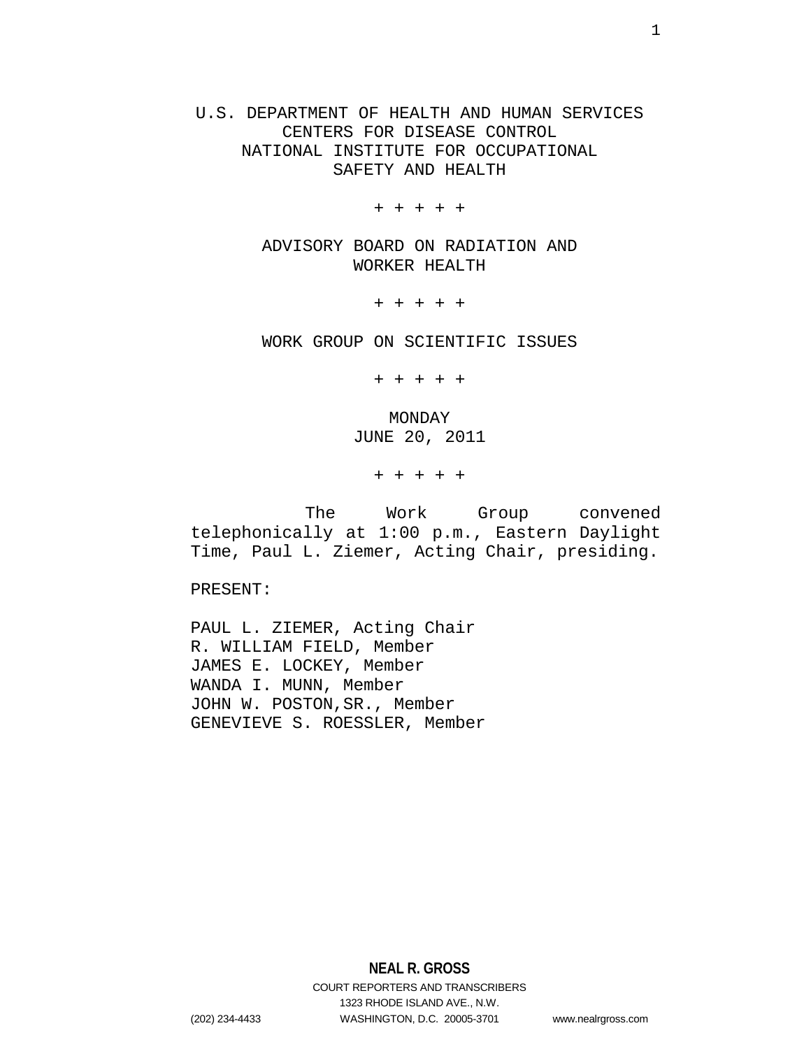U.S. DEPARTMENT OF HEALTH AND HUMAN SERVICES
CENTERS FOR DISEASE CONTROL
NATIONAL INSTITUTE FOR OCCUPATIONAL
SAFETY AND HEALTH

+ + + + +

ADVISORY BOARD ON RADIATION AND
WORKER HEALTH

+ + + + +

WORK GROUP ON SCIENTIFIC ISSUES

+ + + + +

MONDAY
JUNE 20, 2011

+ + + + +

The Work Group convened telephonically at 1:00 p.m., Eastern Daylight Time, Paul L. Ziemer, Acting Chair, presiding.

PRESENT:

PAUL L. ZIEMER, Acting Chair
R. WILLIAM FIELD, Member
JAMES E. LOCKEY, Member
WANDA I. MUNN, Member
JOHN W. POSTON,SR., Member
GENEVIEVE S. ROESSLER, Member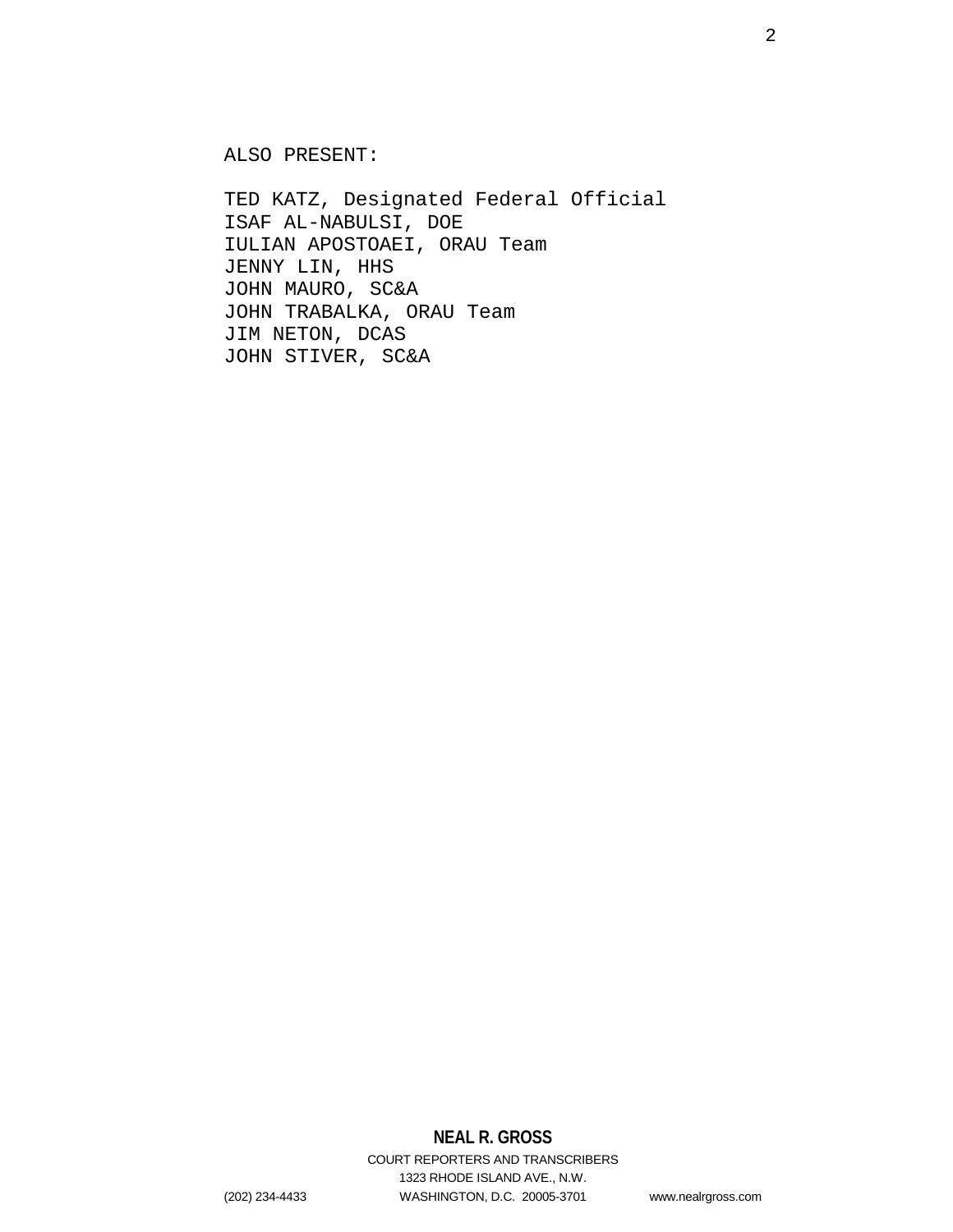ALSO PRESENT:

TED KATZ, Designated Federal Official
ISAF AL-NABULSI, DOE
IULIAN APOSTOAEI, ORAU Team
JENNY LIN, HHS
JOHN MAURO, SC&A
JOHN TRABALKA, ORAU Team
JIM NETON, DCAS
JOHN STIVER, SC&A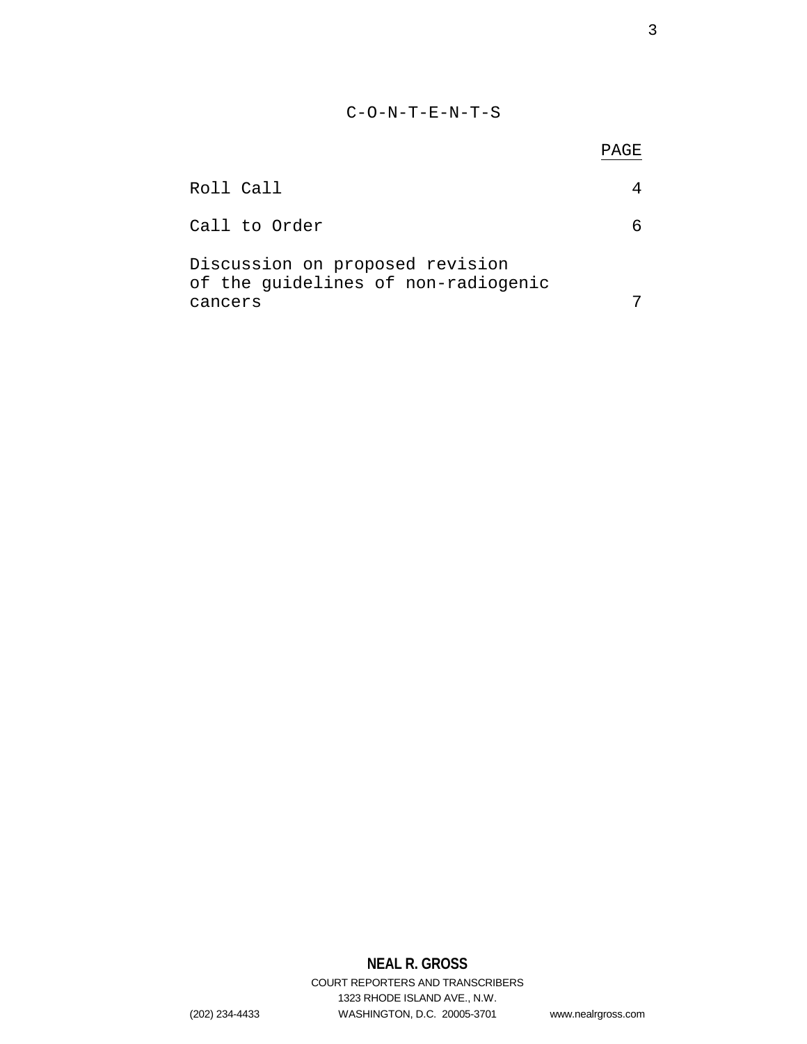# C-O-N-T-E-N-T-S

| | PAGE |
|---|---|
| Roll Call | 4 |
| Call to Order | 6 |
| Discussion on proposed revision of the guidelines of non-radiogenic cancers | 7 |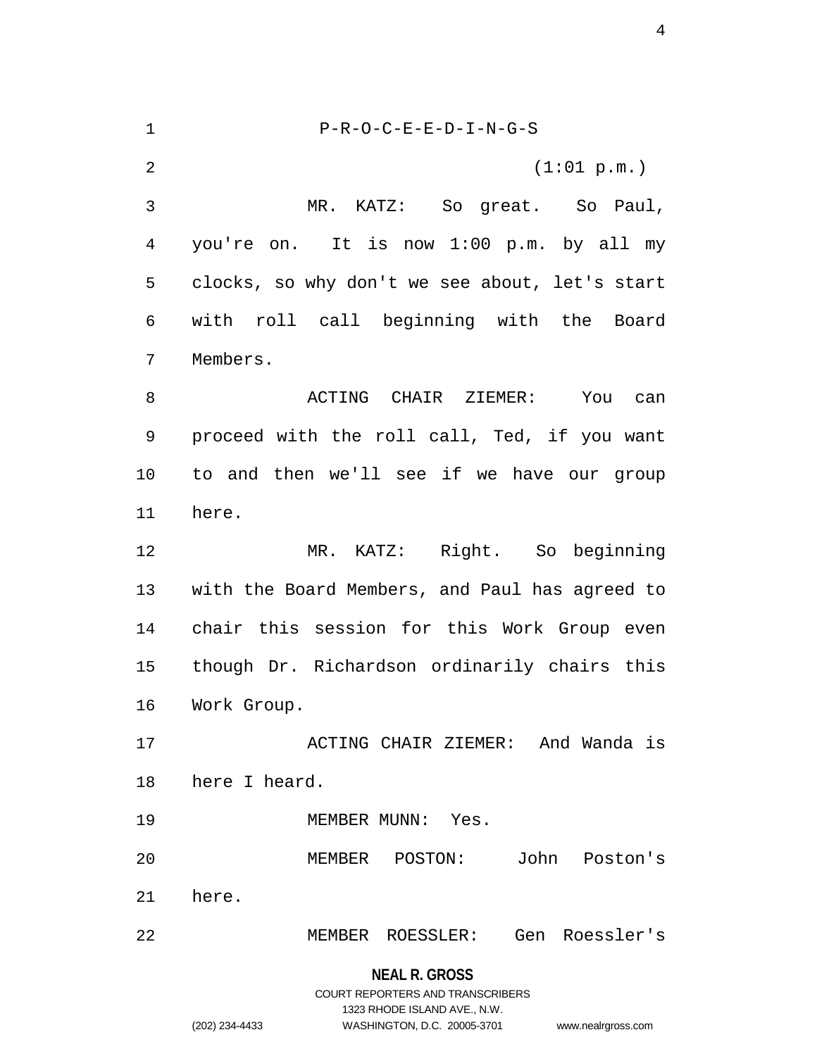P-R-O-C-E-E-D-I-N-G-S

(1:01 p.m.)

MR. KATZ: So great. So Paul, you're on. It is now 1:00 p.m. by all my clocks, so why don't we see about, let's start with roll call beginning with the Board Members.

ACTING CHAIR ZIEMER: You can proceed with the roll call, Ted, if you want to and then we'll see if we have our group here.

MR. KATZ: Right. So beginning with the Board Members, and Paul has agreed to chair this session for this Work Group even though Dr. Richardson ordinarily chairs this Work Group.

ACTING CHAIR ZIEMER: And Wanda is here I heard.

MEMBER MUNN: Yes.

MEMBER POSTON: John Poston's here.

MEMBER ROESSLER: Gen Roessler's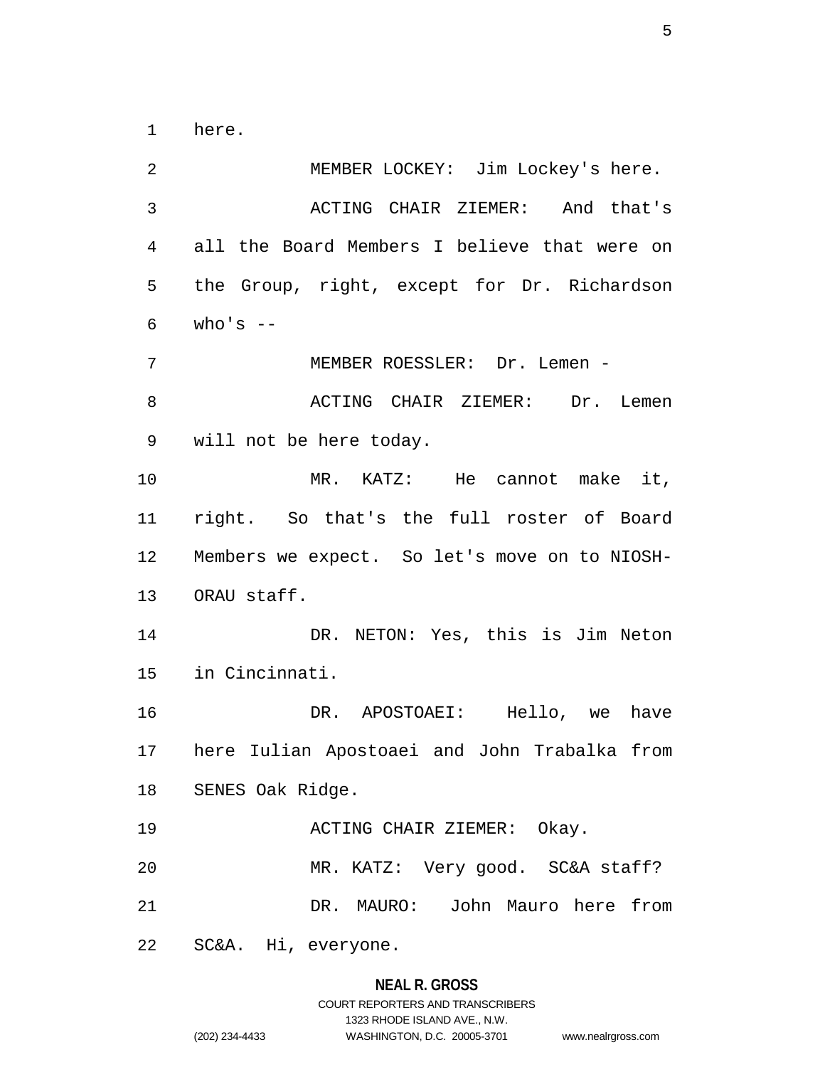here.

MEMBER LOCKEY: Jim Lockey's here.

ACTING CHAIR ZIEMER: And that's all the Board Members I believe that were on the Group, right, except for Dr. Richardson who's --

MEMBER ROESSLER: Dr. Lemen -

ACTING CHAIR ZIEMER: Dr. Lemen will not be here today.

MR. KATZ: He cannot make it, right. So that's the full roster of Board Members we expect. So let's move on to NIOSH-ORAU staff.

DR. NETON: Yes, this is Jim Neton in Cincinnati.

DR. APOSTOAEI: Hello, we have here Iulian Apostoaei and John Trabalka from SENES Oak Ridge.

ACTING CHAIR ZIEMER: Okay.

MR. KATZ: Very good. SC&A staff?

DR. MAURO: John Mauro here from SC&A. Hi, everyone.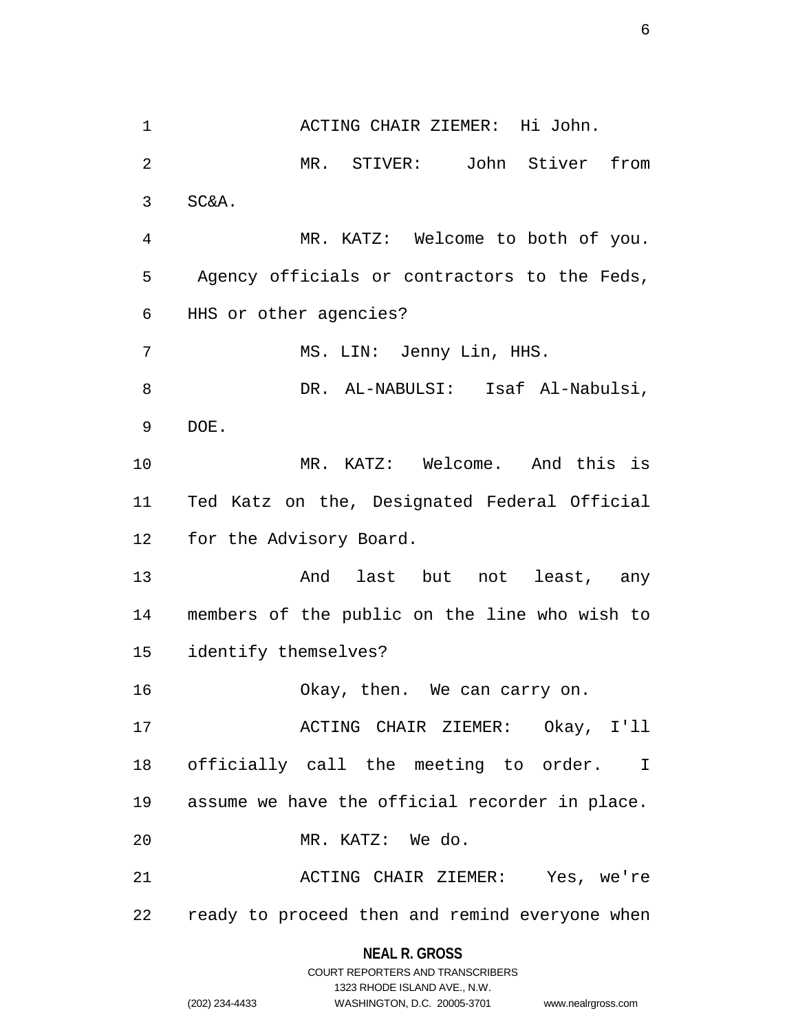ACTING CHAIR ZIEMER: Hi John.

MR. STIVER: John Stiver from SC&A.

MR. KATZ: Welcome to both of you. Agency officials or contractors to the Feds, HHS or other agencies?

MS. LIN: Jenny Lin, HHS.

DR. AL-NABULSI: Isaf Al-Nabulsi, DOE.

MR. KATZ: Welcome. And this is Ted Katz on the, Designated Federal Official for the Advisory Board.

And last but not least, any members of the public on the line who wish to identify themselves?

Okay, then. We can carry on.

ACTING CHAIR ZIEMER: Okay, I'll officially call the meeting to order. I assume we have the official recorder in place.

MR. KATZ: We do.

ACTING CHAIR ZIEMER: Yes, we're ready to proceed then and remind everyone when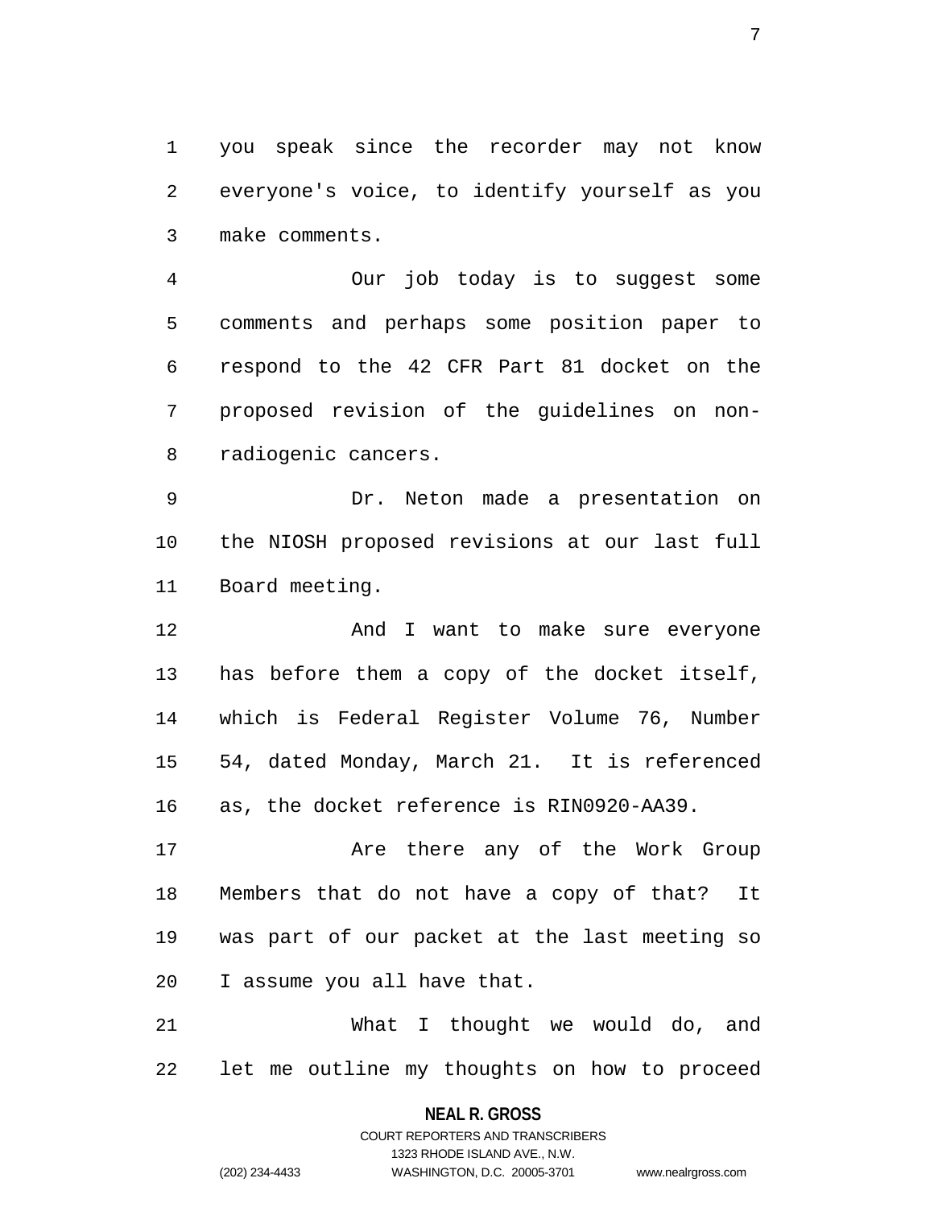you speak since the recorder may not know everyone's voice, to identify yourself as you make comments.

Our job today is to suggest some comments and perhaps some position paper to respond to the 42 CFR Part 81 docket on the proposed revision of the guidelines on non-radiogenic cancers.

Dr. Neton made a presentation on the NIOSH proposed revisions at our last full Board meeting.

And I want to make sure everyone has before them a copy of the docket itself, which is Federal Register Volume 76, Number 54, dated Monday, March 21. It is referenced as, the docket reference is RIN0920-AA39.

Are there any of the Work Group Members that do not have a copy of that? It was part of our packet at the last meeting so I assume you all have that.

What I thought we would do, and let me outline my thoughts on how to proceed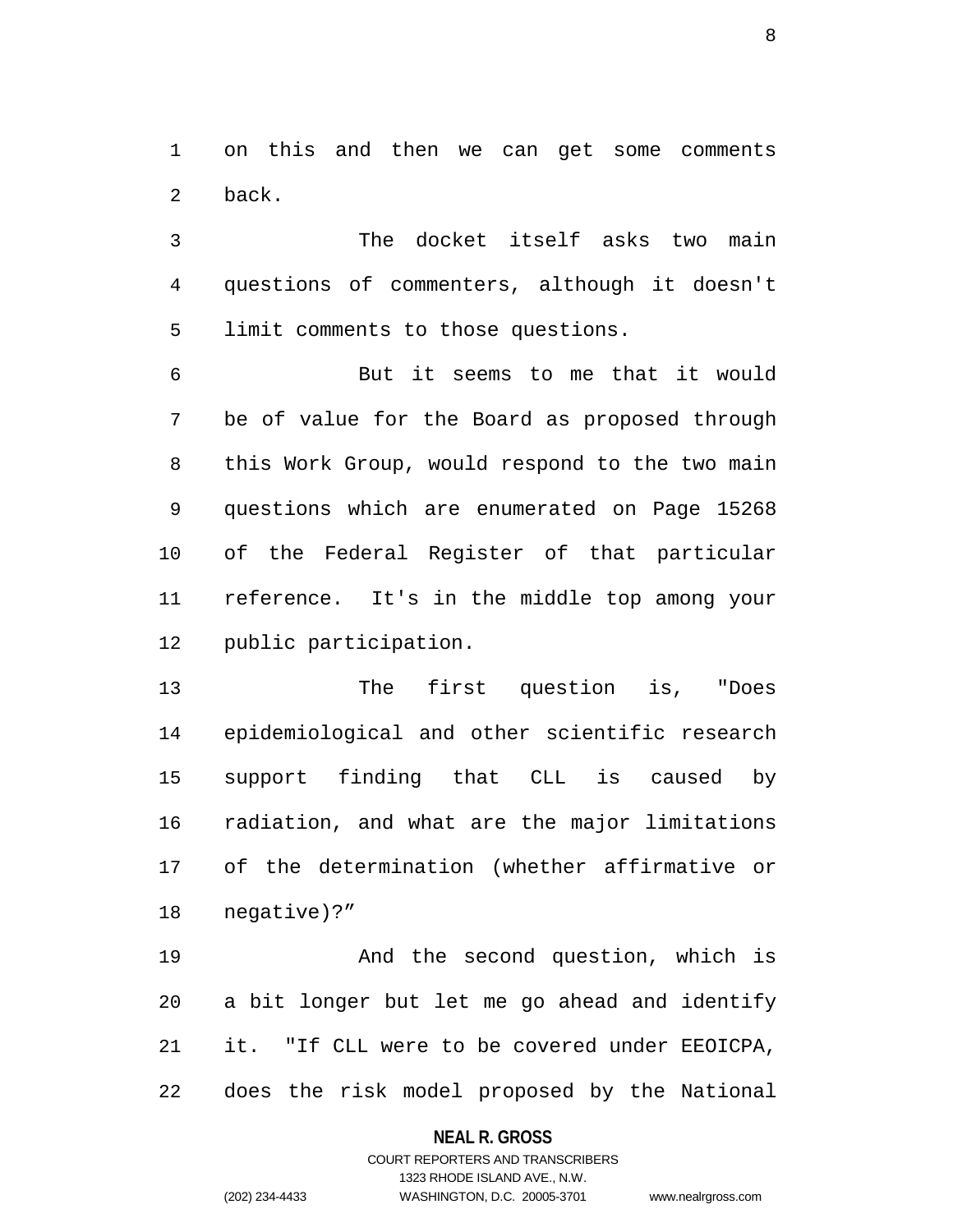on this and then we can get some comments back.

The docket itself asks two main questions of commenters, although it doesn't limit comments to those questions.

But it seems to me that it would be of value for the Board as proposed through this Work Group, would respond to the two main questions which are enumerated on Page 15268 of the Federal Register of that particular reference. It's in the middle top among your public participation.

The first question is, "Does epidemiological and other scientific research support finding that CLL is caused by radiation, and what are the major limitations of the determination (whether affirmative or negative)?"

And the second question, which is a bit longer but let me go ahead and identify it. "If CLL were to be covered under EEOICPA, does the risk model proposed by the National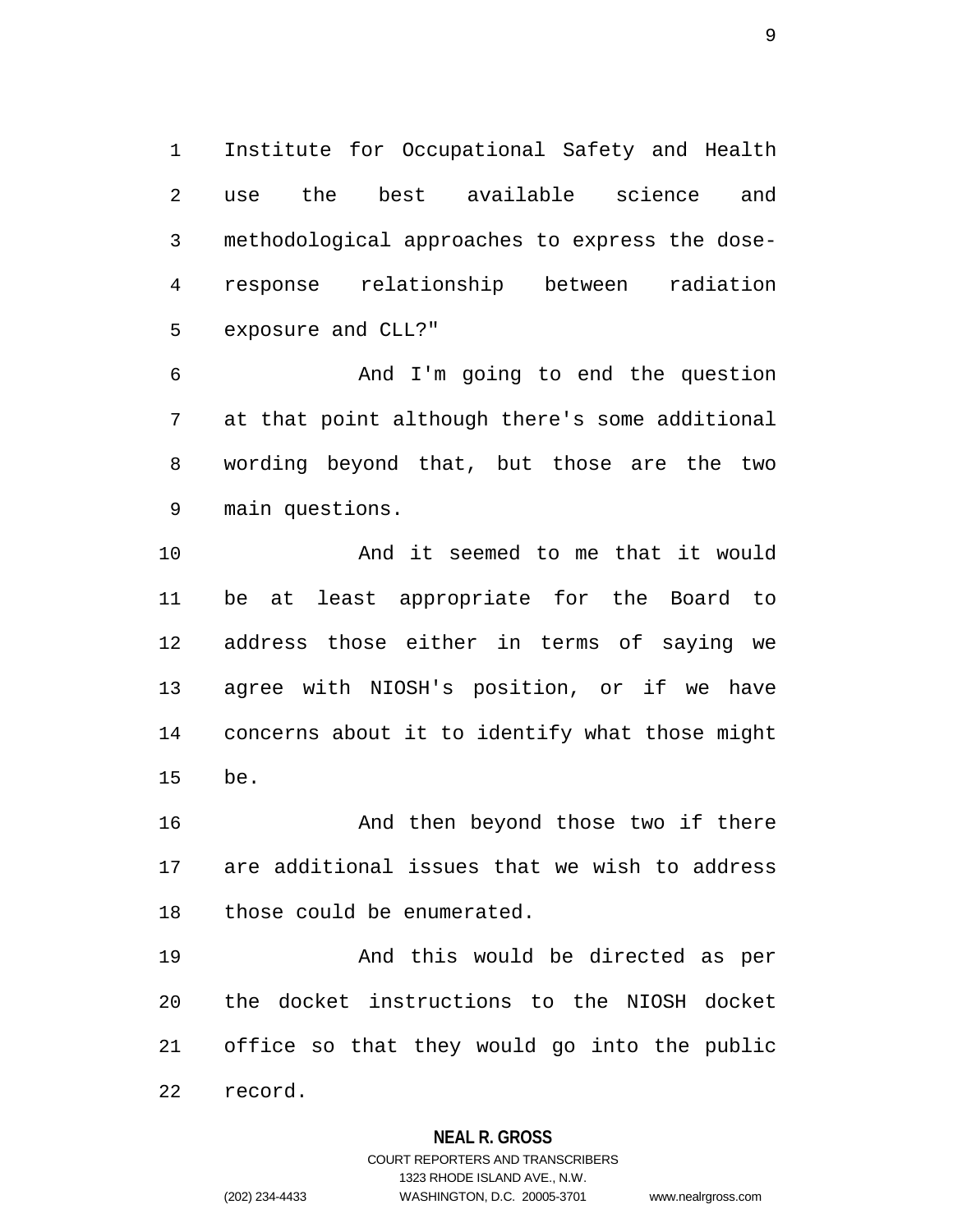Institute for Occupational Safety and Health use the best available science and methodological approaches to express the dose-response relationship between radiation exposure and CLL?"

And I'm going to end the question at that point although there's some additional wording beyond that, but those are the two main questions.

And it seemed to me that it would be at least appropriate for the Board to address those either in terms of saying we agree with NIOSH's position, or if we have concerns about it to identify what those might be.

And then beyond those two if there are additional issues that we wish to address those could be enumerated.

And this would be directed as per the docket instructions to the NIOSH docket office so that they would go into the public record.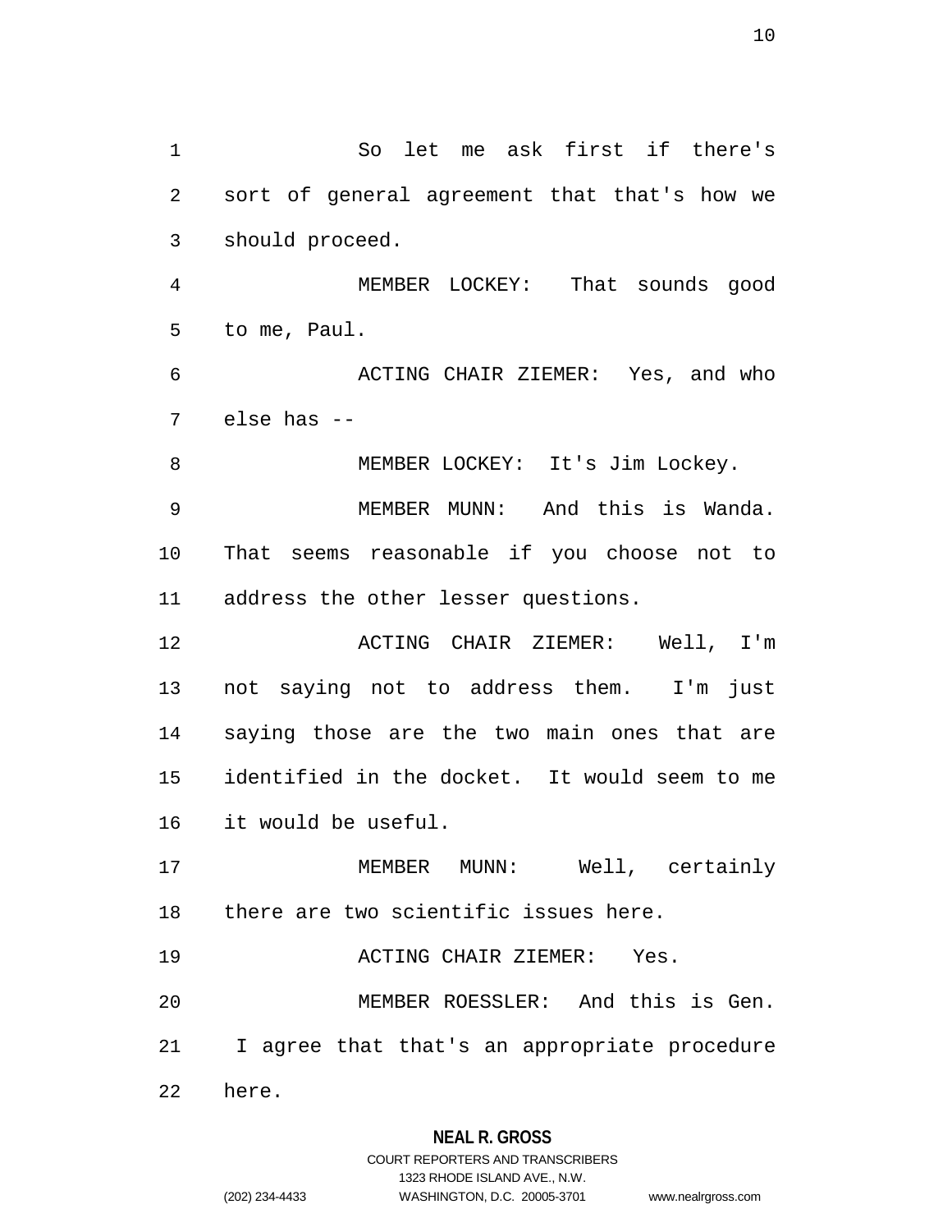So let me ask first if there's sort of general agreement that that's how we should proceed.

MEMBER LOCKEY: That sounds good to me, Paul.

ACTING CHAIR ZIEMER: Yes, and who else has --

MEMBER LOCKEY: It's Jim Lockey.

MEMBER MUNN: And this is Wanda. That seems reasonable if you choose not to address the other lesser questions.

ACTING CHAIR ZIEMER: Well, I'm not saying not to address them. I'm just saying those are the two main ones that are identified in the docket. It would seem to me it would be useful.

MEMBER MUNN: Well, certainly there are two scientific issues here.

ACTING CHAIR ZIEMER: Yes.

MEMBER ROESSLER: And this is Gen. I agree that that's an appropriate procedure here.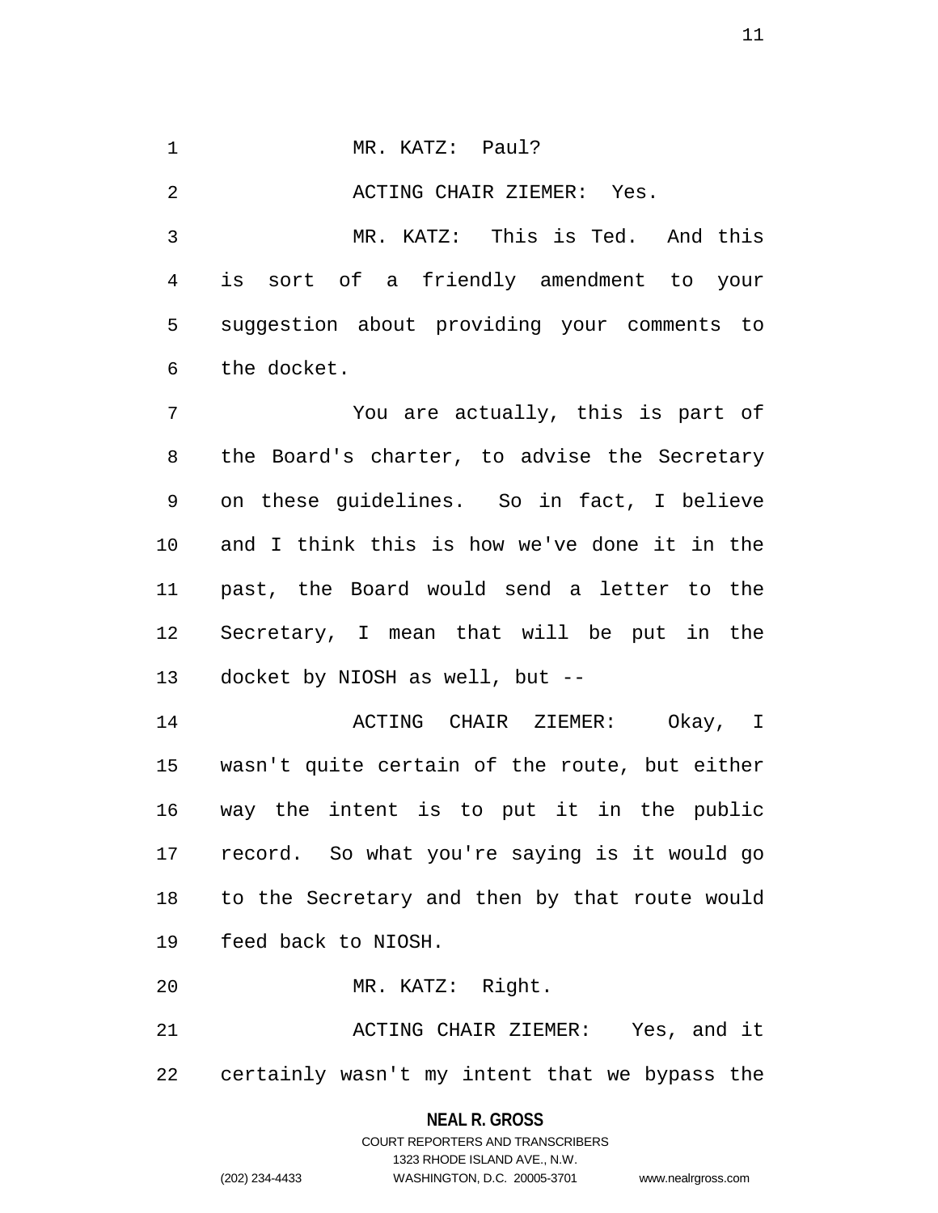MR. KATZ: Paul?

ACTING CHAIR ZIEMER: Yes.

MR. KATZ: This is Ted. And this is sort of a friendly amendment to your suggestion about providing your comments to the docket.

You are actually, this is part of the Board's charter, to advise the Secretary on these guidelines. So in fact, I believe and I think this is how we've done it in the past, the Board would send a letter to the Secretary, I mean that will be put in the docket by NIOSH as well, but --

ACTING CHAIR ZIEMER: Okay, I wasn't quite certain of the route, but either way the intent is to put it in the public record. So what you're saying is it would go to the Secretary and then by that route would feed back to NIOSH.

MR. KATZ: Right.

ACTING CHAIR ZIEMER: Yes, and it certainly wasn't my intent that we bypass the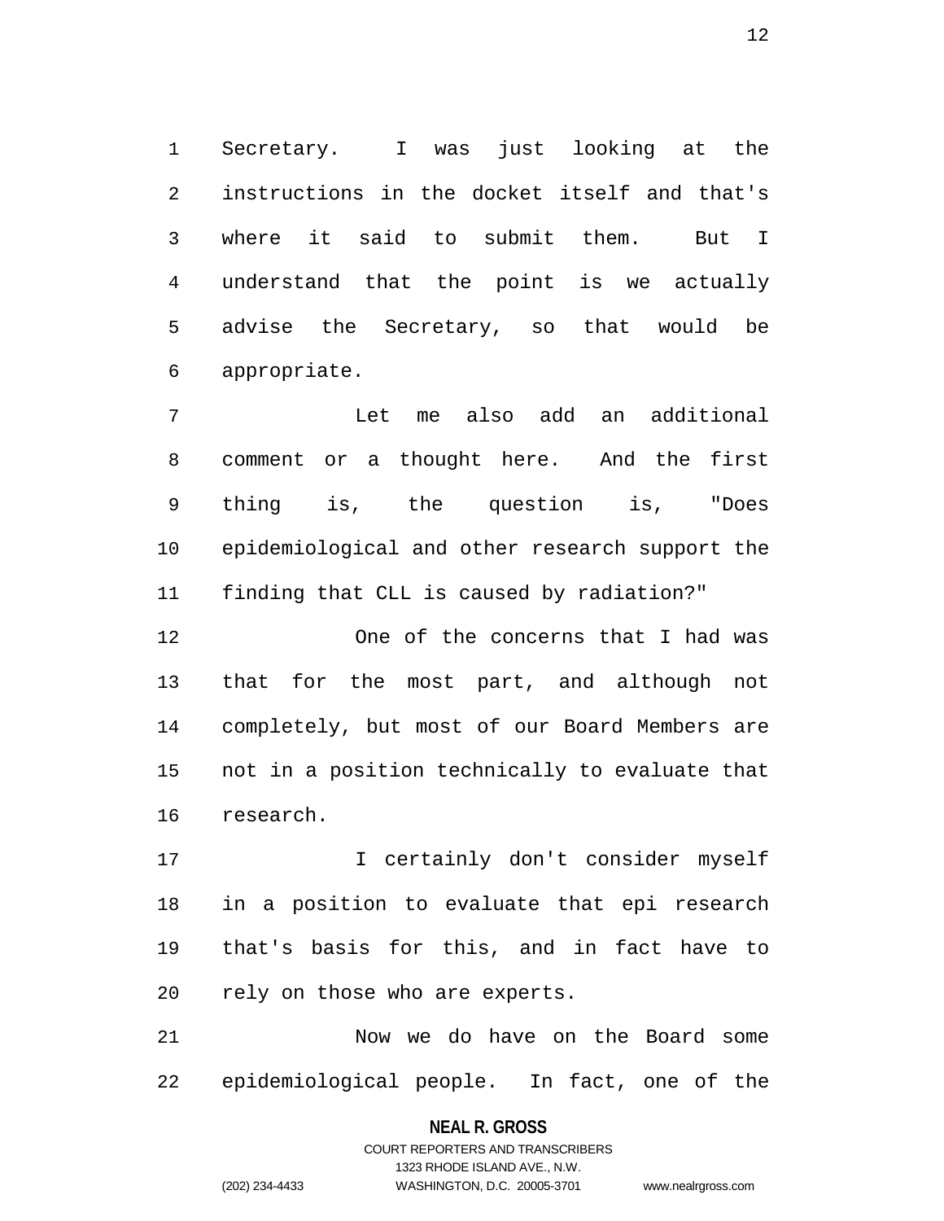Secretary. I was just looking at the instructions in the docket itself and that's where it said to submit them. But I understand that the point is we actually advise the Secretary, so that would be appropriate.

Let me also add an additional comment or a thought here. And the first thing is, the question is, "Does epidemiological and other research support the finding that CLL is caused by radiation?"

One of the concerns that I had was that for the most part, and although not completely, but most of our Board Members are not in a position technically to evaluate that research.

I certainly don't consider myself in a position to evaluate that epi research that's basis for this, and in fact have to rely on those who are experts.

Now we do have on the Board some epidemiological people. In fact, one of the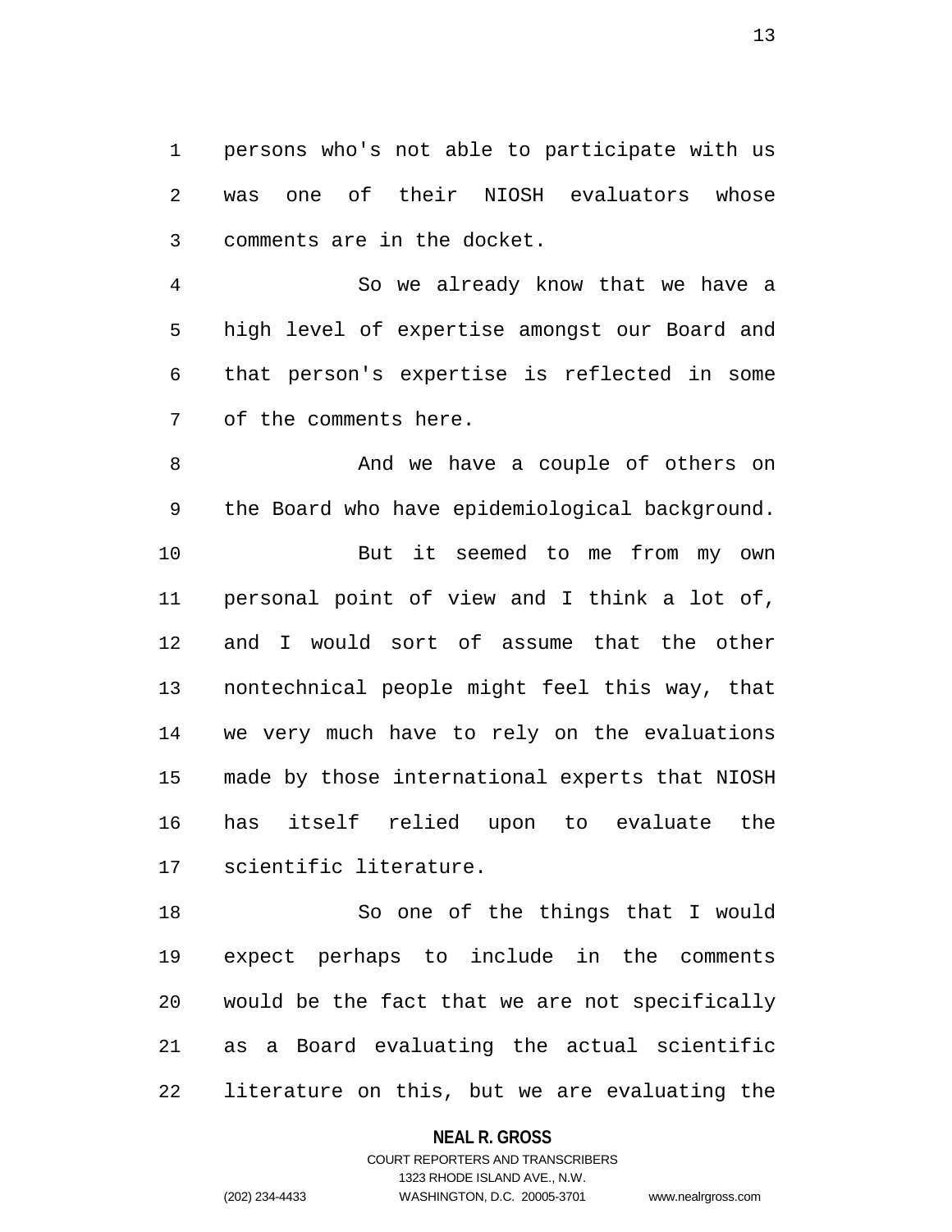persons who's not able to participate with us was one of their NIOSH evaluators whose comments are in the docket.

So we already know that we have a high level of expertise amongst our Board and that person's expertise is reflected in some of the comments here.

And we have a couple of others on the Board who have epidemiological background.

But it seemed to me from my own personal point of view and I think a lot of, and I would sort of assume that the other nontechnical people might feel this way, that we very much have to rely on the evaluations made by those international experts that NIOSH has itself relied upon to evaluate the scientific literature.

So one of the things that I would expect perhaps to include in the comments would be the fact that we are not specifically as a Board evaluating the actual scientific literature on this, but we are evaluating the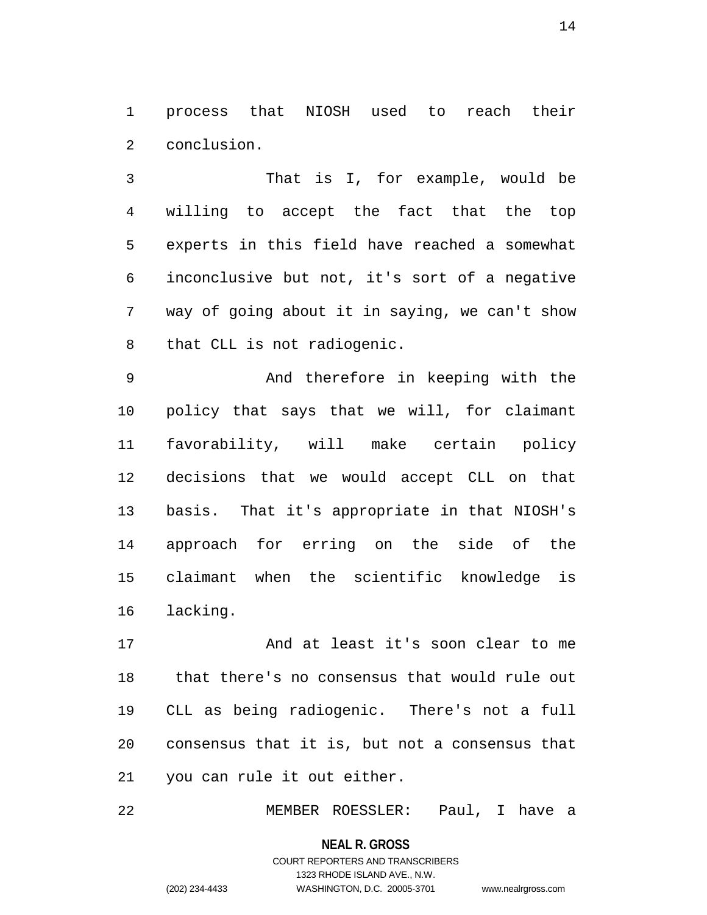process that NIOSH used to reach their conclusion.

That is I, for example, would be willing to accept the fact that the top experts in this field have reached a somewhat inconclusive but not, it's sort of a negative way of going about it in saying, we can't show that CLL is not radiogenic.

And therefore in keeping with the policy that says that we will, for claimant favorability, will make certain policy decisions that we would accept CLL on that basis. That it's appropriate in that NIOSH's approach for erring on the side of the claimant when the scientific knowledge is lacking.

And at least it's soon clear to me that there's no consensus that would rule out CLL as being radiogenic. There's not a full consensus that it is, but not a consensus that you can rule it out either.

MEMBER ROESSLER: Paul, I have a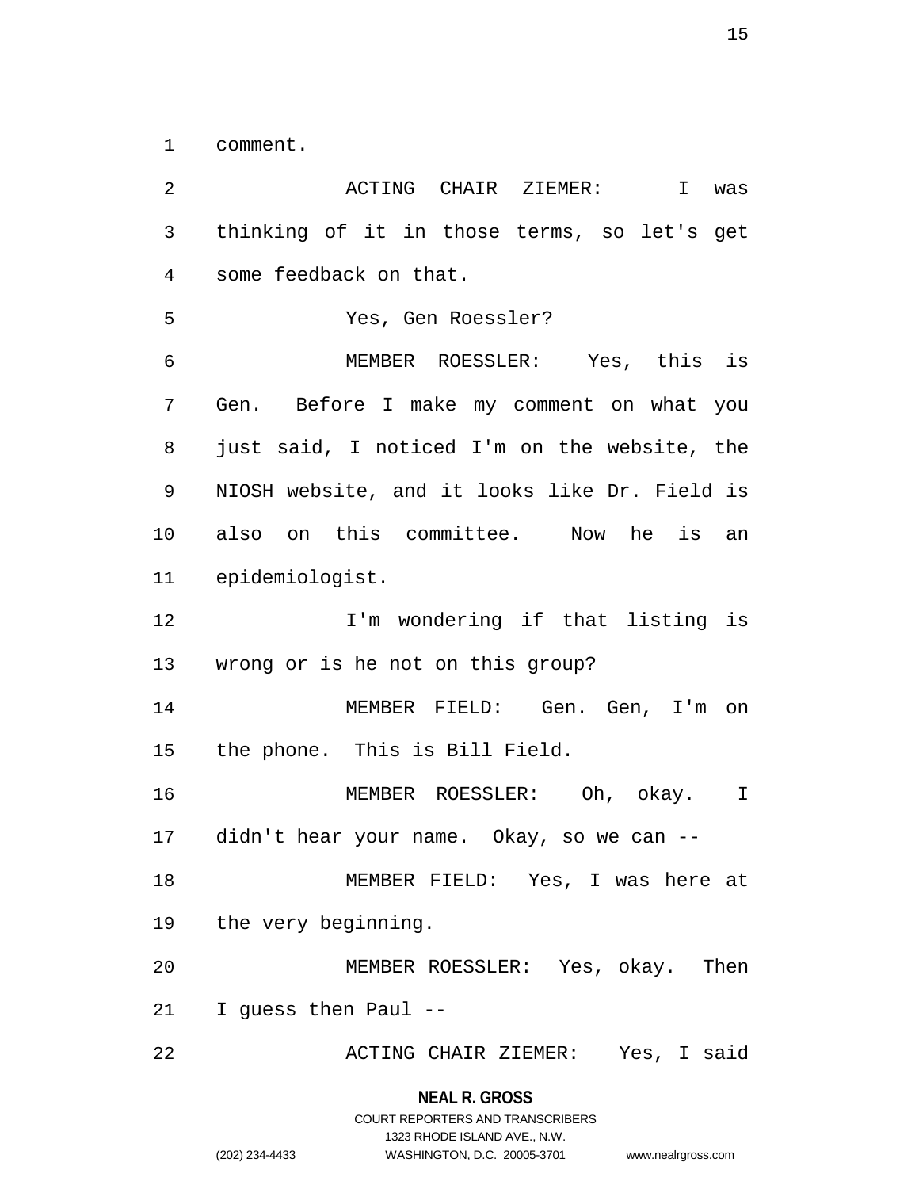comment.

ACTING CHAIR ZIEMER: I was thinking of it in those terms, so let's get some feedback on that.

Yes, Gen Roessler?

MEMBER ROESSLER: Yes, this is Gen. Before I make my comment on what you just said, I noticed I'm on the website, the NIOSH website, and it looks like Dr. Field is also on this committee. Now he is an epidemiologist.

I'm wondering if that listing is wrong or is he not on this group?

MEMBER FIELD: Gen. Gen, I'm on the phone. This is Bill Field.

MEMBER ROESSLER: Oh, okay. I didn't hear your name. Okay, so we can --

MEMBER FIELD: Yes, I was here at the very beginning.

MEMBER ROESSLER: Yes, okay. Then I guess then Paul --

ACTING CHAIR ZIEMER: Yes, I said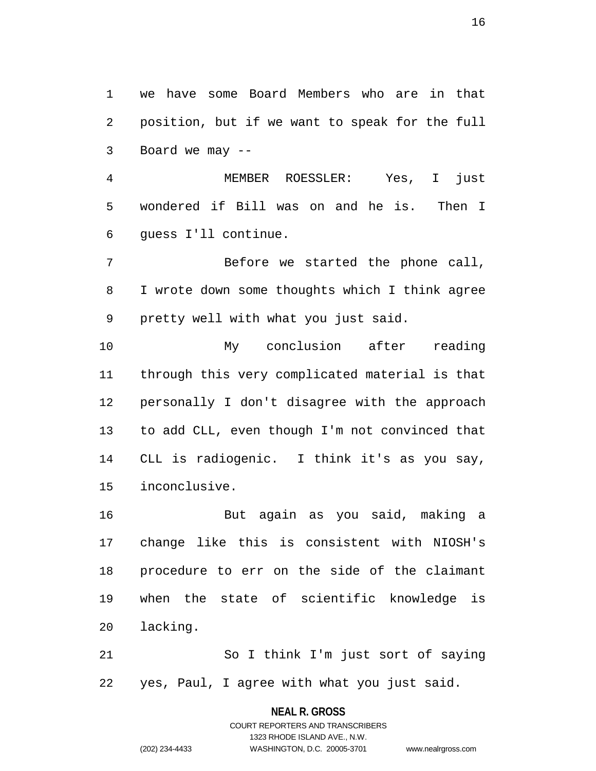we have some Board Members who are in that position, but if we want to speak for the full Board we may --

MEMBER ROESSLER: Yes, I just wondered if Bill was on and he is. Then I guess I'll continue.

Before we started the phone call, I wrote down some thoughts which I think agree pretty well with what you just said.

My conclusion after reading through this very complicated material is that personally I don't disagree with the approach to add CLL, even though I'm not convinced that CLL is radiogenic. I think it's as you say, inconclusive.

But again as you said, making a change like this is consistent with NIOSH's procedure to err on the side of the claimant when the state of scientific knowledge is lacking.

So I think I'm just sort of saying yes, Paul, I agree with what you just said.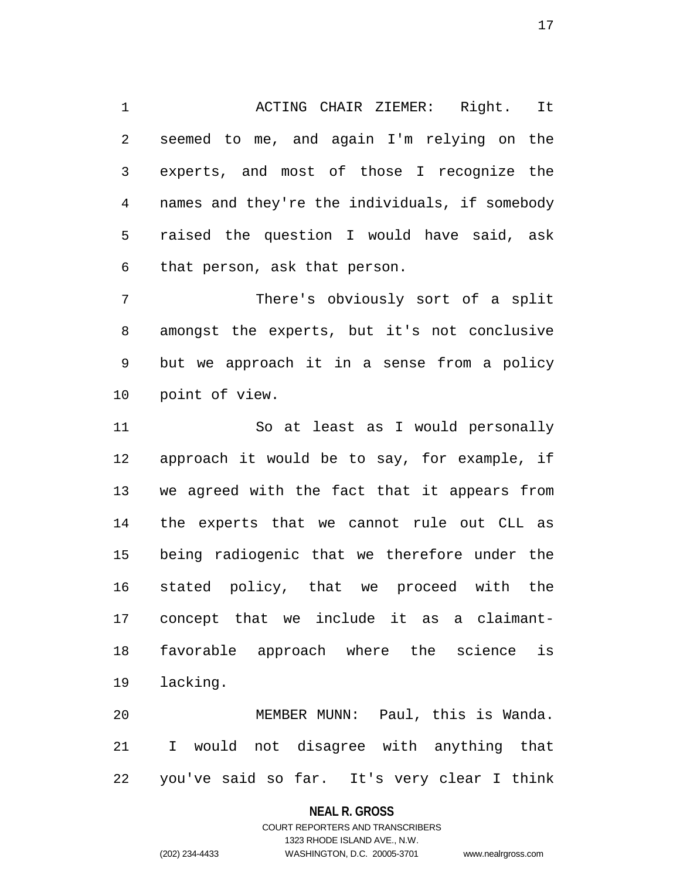ACTING CHAIR ZIEMER: Right. It seemed to me, and again I'm relying on the experts, and most of those I recognize the names and they're the individuals, if somebody raised the question I would have said, ask that person, ask that person.

There's obviously sort of a split amongst the experts, but it's not conclusive but we approach it in a sense from a policy point of view.

So at least as I would personally approach it would be to say, for example, if we agreed with the fact that it appears from the experts that we cannot rule out CLL as being radiogenic that we therefore under the stated policy, that we proceed with the concept that we include it as a claimant-favorable approach where the science is lacking.

MEMBER MUNN: Paul, this is Wanda. I would not disagree with anything that you've said so far. It's very clear I think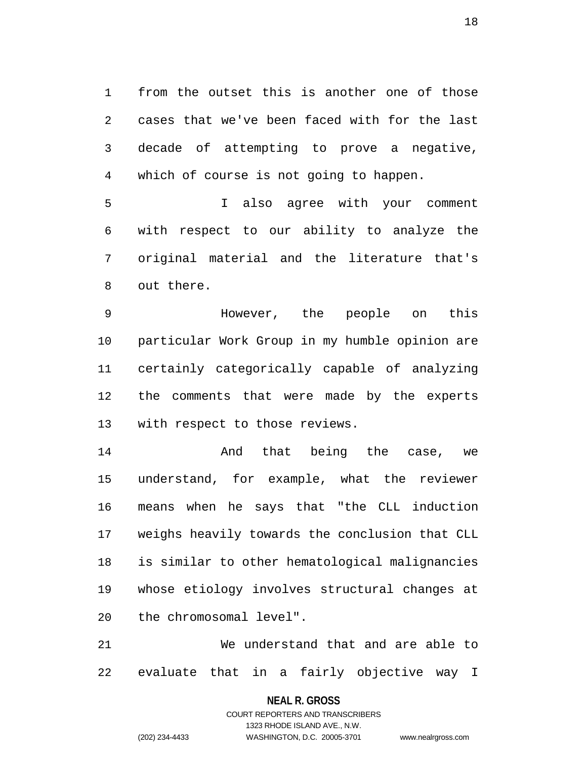from the outset this is another one of those cases that we've been faced with for the last decade of attempting to prove a negative, which of course is not going to happen.

I also agree with your comment with respect to our ability to analyze the original material and the literature that's out there.

However, the people on this particular Work Group in my humble opinion are certainly categorically capable of analyzing the comments that were made by the experts with respect to those reviews.

And that being the case, we understand, for example, what the reviewer means when he says that "the CLL induction weighs heavily towards the conclusion that CLL is similar to other hematological malignancies whose etiology involves structural changes at the chromosomal level".

We understand that and are able to evaluate that in a fairly objective way I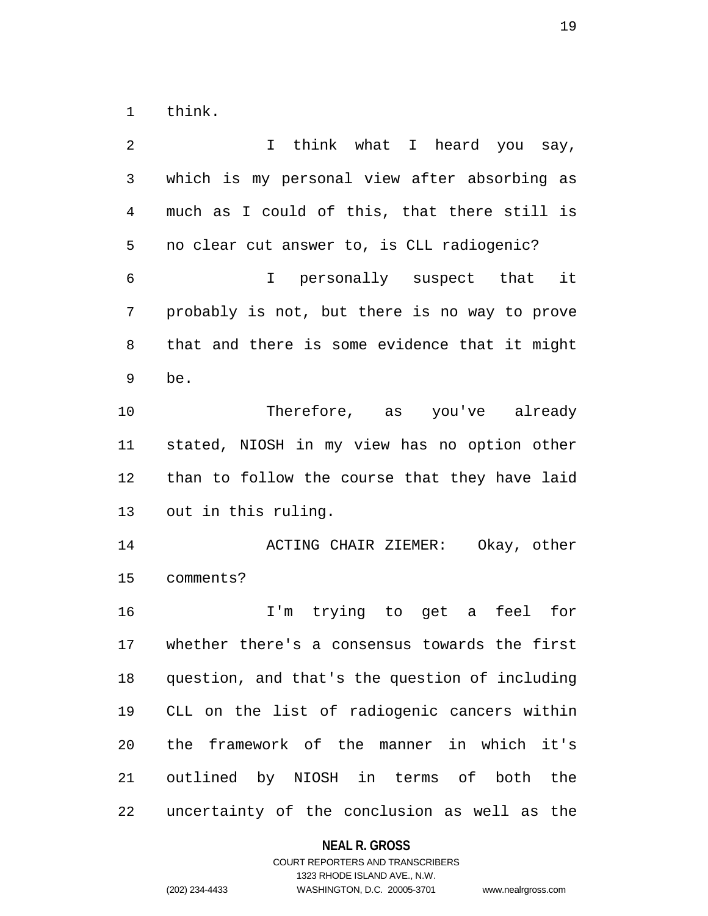think.

I think what I heard you say, which is my personal view after absorbing as much as I could of this, that there still is no clear cut answer to, is CLL radiogenic?

I personally suspect that it probably is not, but there is no way to prove that and there is some evidence that it might be.

Therefore, as you've already stated, NIOSH in my view has no option other than to follow the course that they have laid out in this ruling.

ACTING CHAIR ZIEMER: Okay, other comments?

I'm trying to get a feel for whether there's a consensus towards the first question, and that's the question of including CLL on the list of radiogenic cancers within the framework of the manner in which it's outlined by NIOSH in terms of both the uncertainty of the conclusion as well as the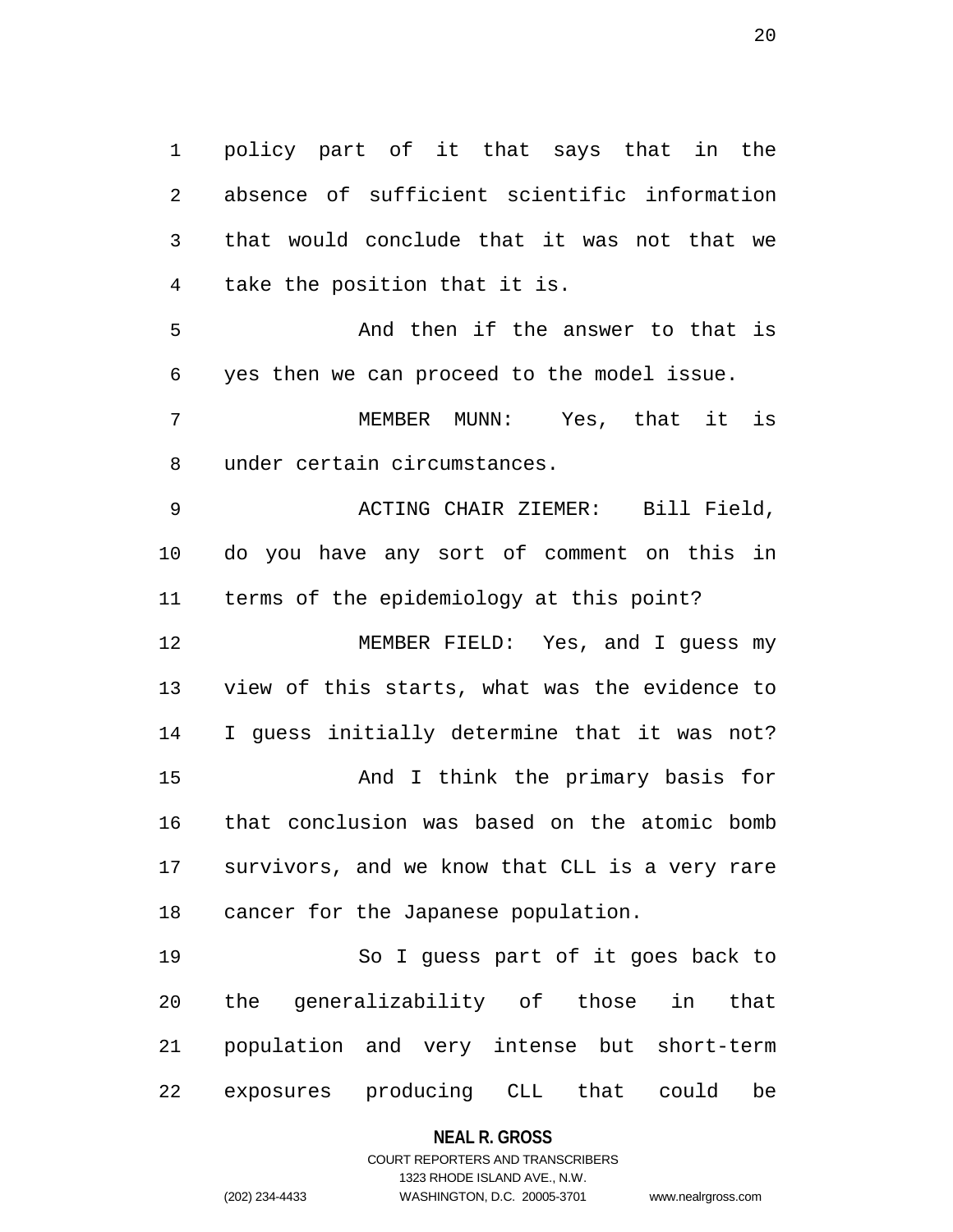policy part of it that says that in the absence of sufficient scientific information that would conclude that it was not that we take the position that it is.

And then if the answer to that is yes then we can proceed to the model issue.

MEMBER MUNN: Yes, that it is under certain circumstances.

ACTING CHAIR ZIEMER: Bill Field, do you have any sort of comment on this in terms of the epidemiology at this point?

MEMBER FIELD: Yes, and I guess my view of this starts, what was the evidence to I guess initially determine that it was not?

And I think the primary basis for that conclusion was based on the atomic bomb survivors, and we know that CLL is a very rare cancer for the Japanese population.

So I guess part of it goes back to the generalizability of those in that population and very intense but short-term exposures producing CLL that could be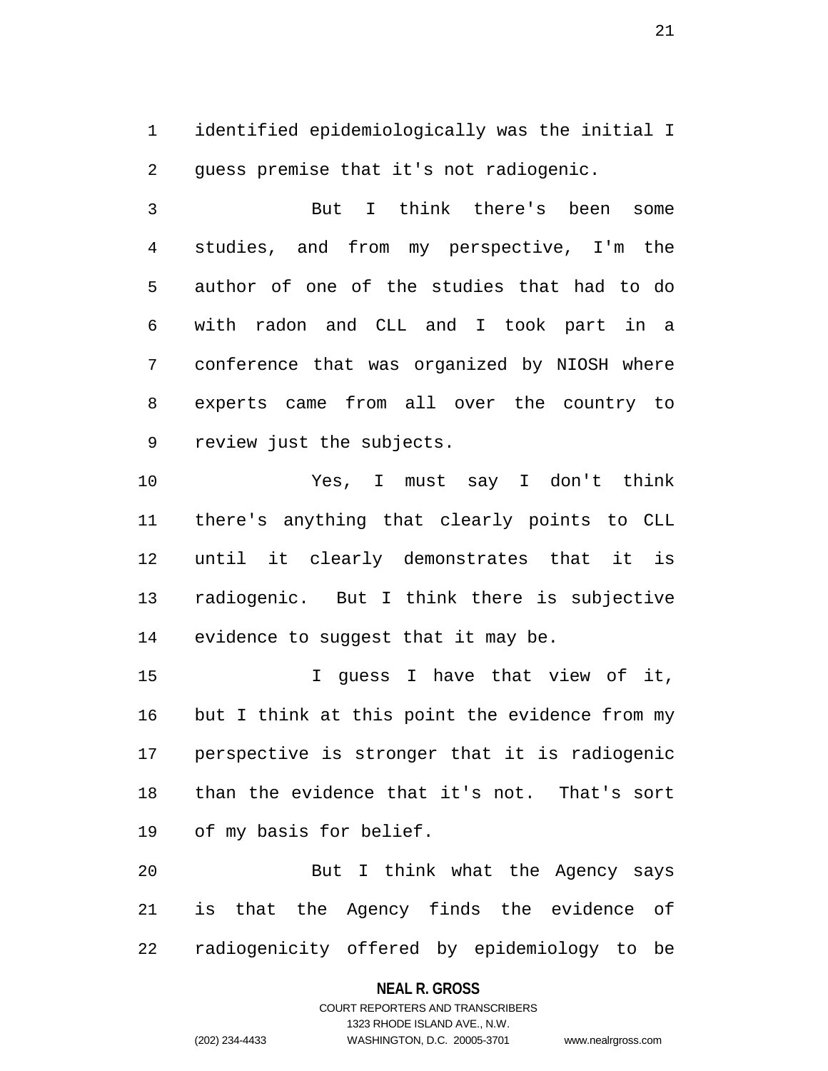identified epidemiologically was the initial I guess premise that it's not radiogenic.

But I think there's been some studies, and from my perspective, I'm the author of one of the studies that had to do with radon and CLL and I took part in a conference that was organized by NIOSH where experts came from all over the country to review just the subjects.

Yes, I must say I don't think there's anything that clearly points to CLL until it clearly demonstrates that it is radiogenic. But I think there is subjective evidence to suggest that it may be.

I guess I have that view of it, but I think at this point the evidence from my perspective is stronger that it is radiogenic than the evidence that it's not. That's sort of my basis for belief.

But I think what the Agency says is that the Agency finds the evidence of radiogenicity offered by epidemiology to be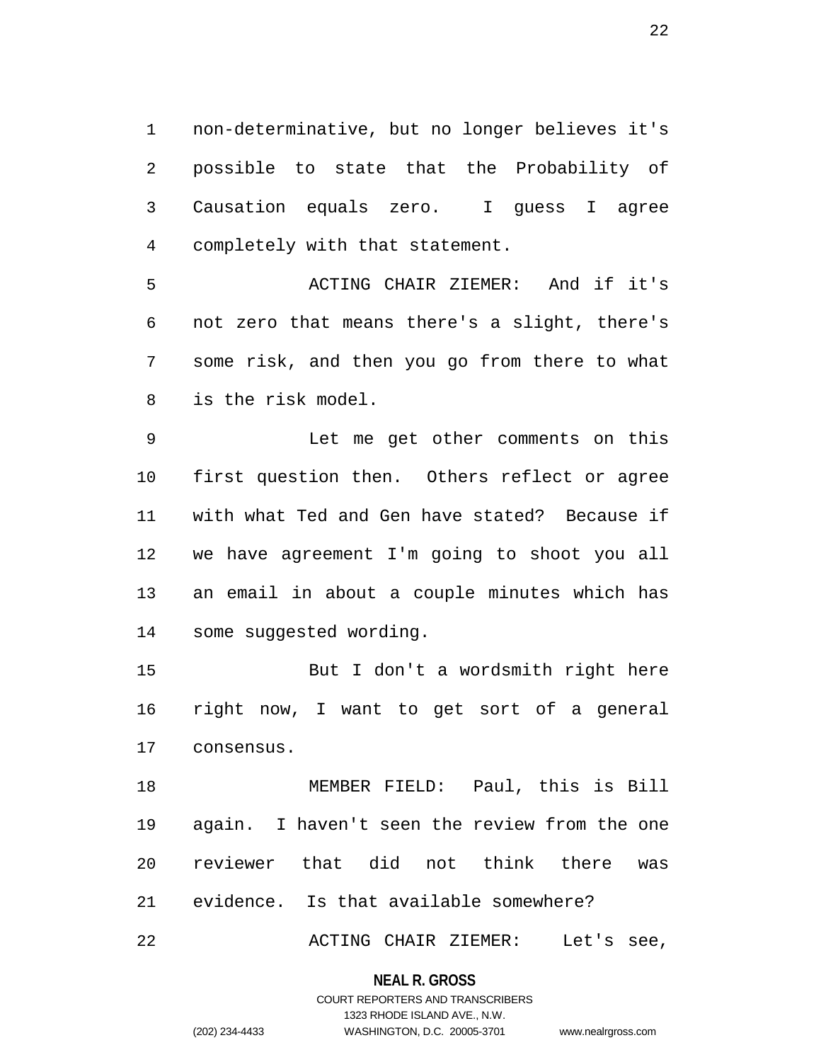non-determinative, but no longer believes it's possible to state that the Probability of Causation equals zero. I guess I agree completely with that statement.

ACTING CHAIR ZIEMER: And if it's not zero that means there's a slight, there's some risk, and then you go from there to what is the risk model.

Let me get other comments on this first question then. Others reflect or agree with what Ted and Gen have stated? Because if we have agreement I'm going to shoot you all an email in about a couple minutes which has some suggested wording.

But I don't a wordsmith right here right now, I want to get sort of a general consensus.

MEMBER FIELD: Paul, this is Bill again. I haven't seen the review from the one reviewer that did not think there was evidence. Is that available somewhere?

ACTING CHAIR ZIEMER: Let's see,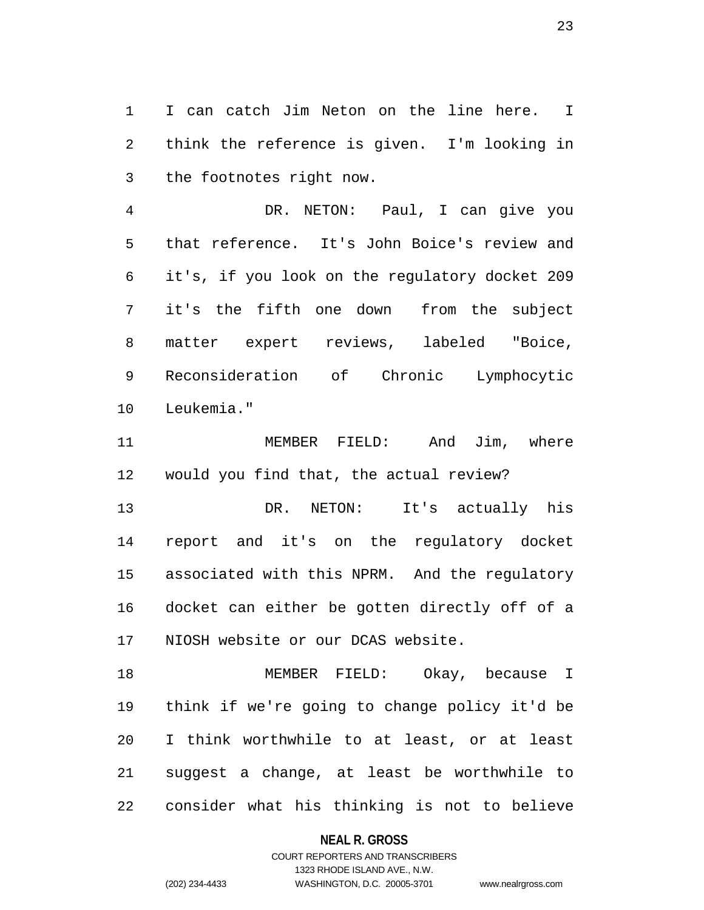I can catch Jim Neton on the line here. I think the reference is given. I'm looking in the footnotes right now.

DR. NETON: Paul, I can give you that reference. It's John Boice's review and it's, if you look on the regulatory docket 209 it's the fifth one down from the subject matter expert reviews, labeled "Boice, Reconsideration of Chronic Lymphocytic Leukemia."

MEMBER FIELD: And Jim, where would you find that, the actual review?

DR. NETON: It's actually his report and it's on the regulatory docket associated with this NPRM. And the regulatory docket can either be gotten directly off of a NIOSH website or our DCAS website.

MEMBER FIELD: Okay, because I think if we're going to change policy it'd be I think worthwhile to at least, or at least suggest a change, at least be worthwhile to consider what his thinking is not to believe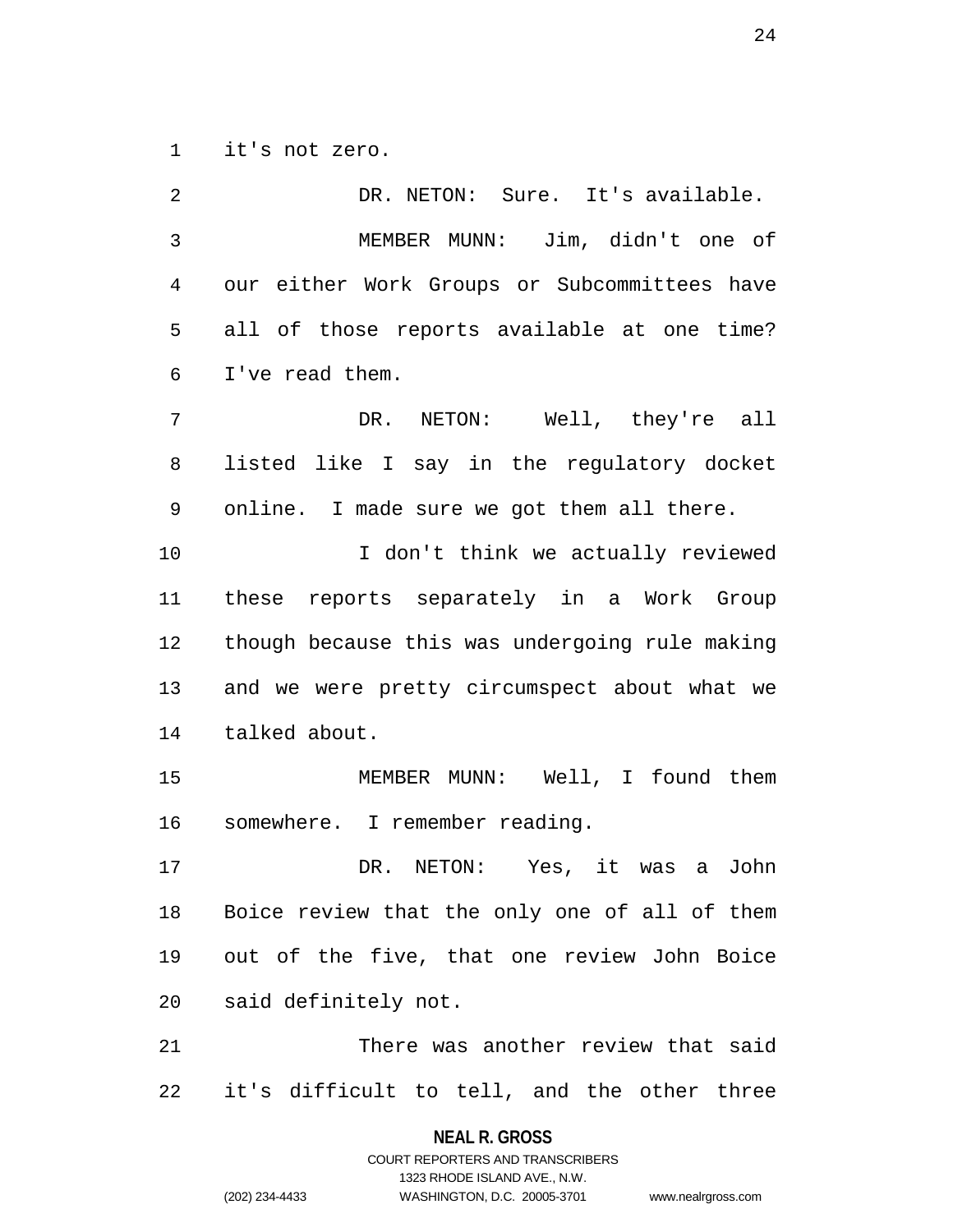it's not zero.

DR. NETON: Sure. It's available.

MEMBER MUNN: Jim, didn't one of our either Work Groups or Subcommittees have all of those reports available at one time? I've read them.

DR. NETON: Well, they're all listed like I say in the regulatory docket online. I made sure we got them all there.

I don't think we actually reviewed these reports separately in a Work Group though because this was undergoing rule making and we were pretty circumspect about what we talked about.

MEMBER MUNN: Well, I found them somewhere. I remember reading.

DR. NETON: Yes, it was a John Boice review that the only one of all of them out of the five, that one review John Boice said definitely not.

There was another review that said it's difficult to tell, and the other three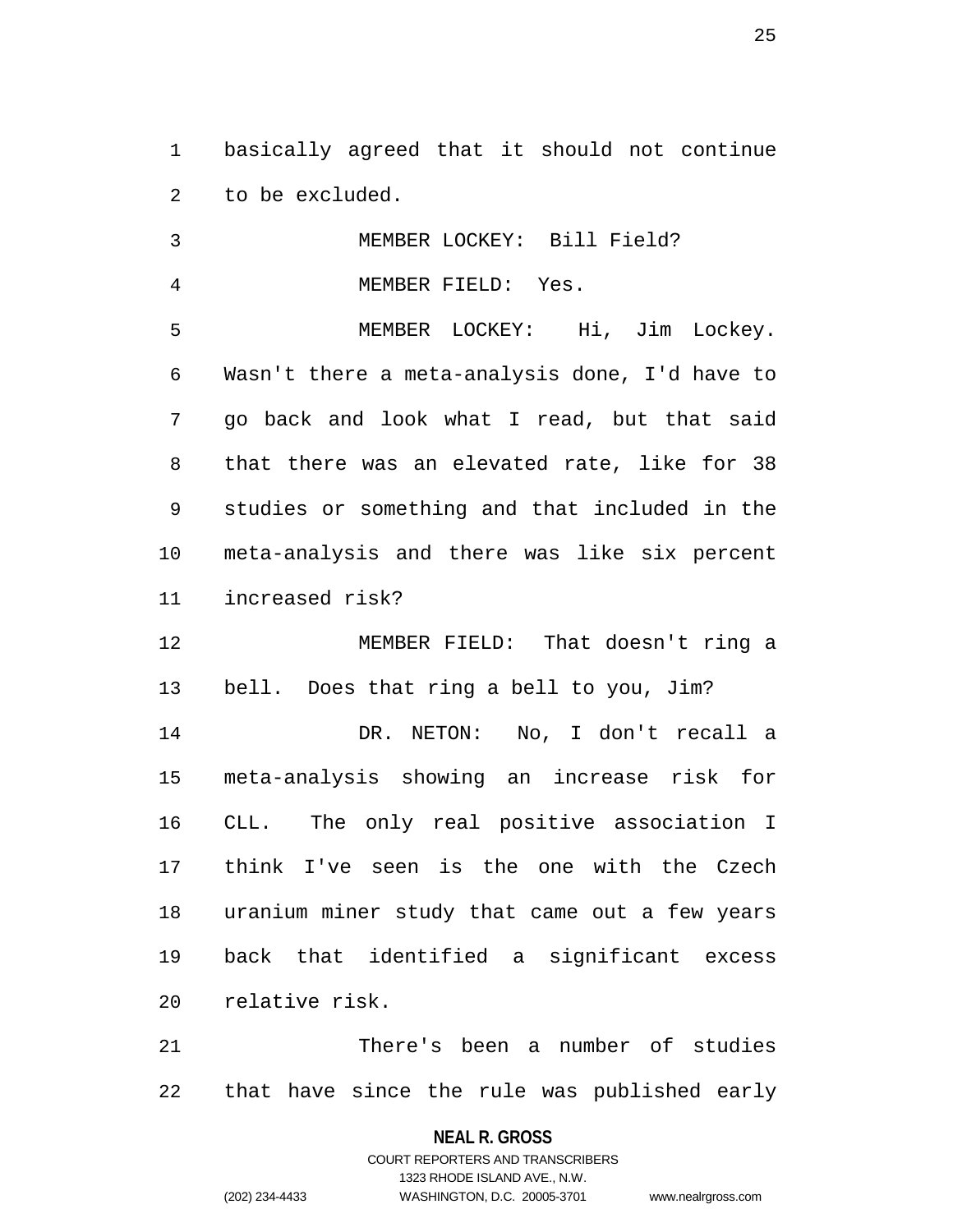basically agreed that it should not continue to be excluded.

MEMBER LOCKEY: Bill Field?

MEMBER FIELD: Yes.

MEMBER LOCKEY: Hi, Jim Lockey. Wasn't there a meta-analysis done, I'd have to go back and look what I read, but that said that there was an elevated rate, like for 38 studies or something and that included in the meta-analysis and there was like six percent increased risk?

MEMBER FIELD: That doesn't ring a bell. Does that ring a bell to you, Jim?

DR. NETON: No, I don't recall a meta-analysis showing an increase risk for CLL. The only real positive association I think I've seen is the one with the Czech uranium miner study that came out a few years back that identified a significant excess relative risk.

There's been a number of studies that have since the rule was published early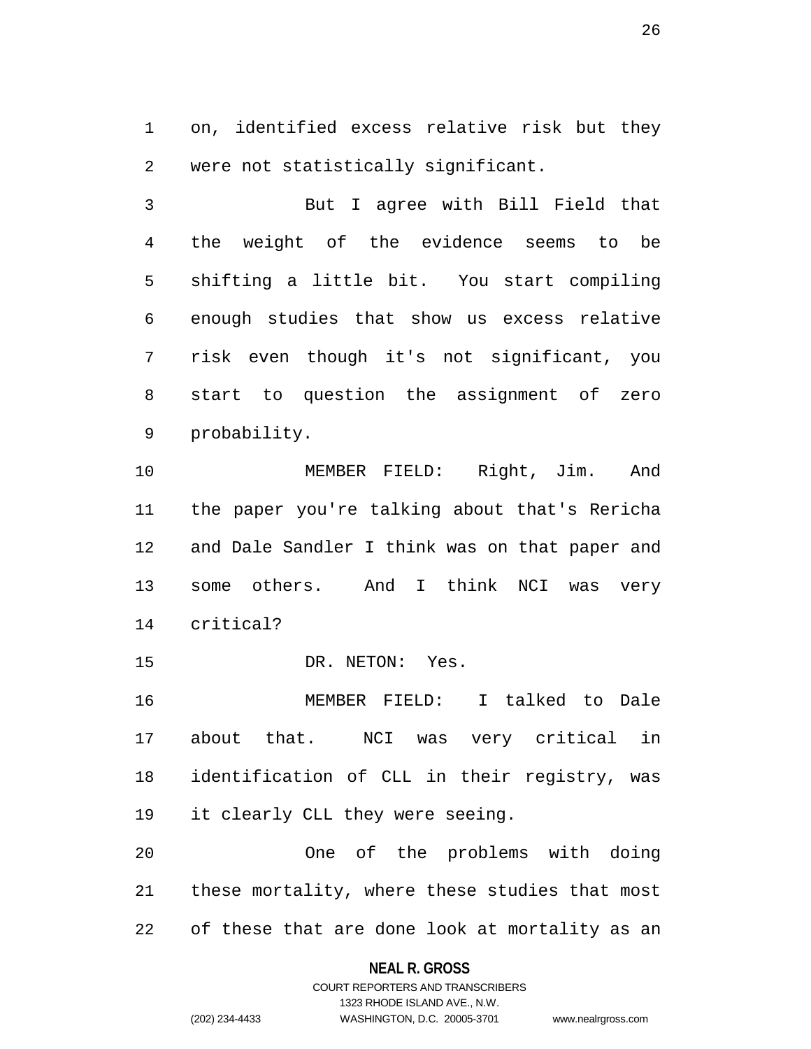on, identified excess relative risk but they were not statistically significant.

But I agree with Bill Field that the weight of the evidence seems to be shifting a little bit. You start compiling enough studies that show us excess relative risk even though it's not significant, you start to question the assignment of zero probability.

MEMBER FIELD: Right, Jim. And the paper you're talking about that's Rericha and Dale Sandler I think was on that paper and some others. And I think NCI was very critical?

DR. NETON: Yes.

MEMBER FIELD: I talked to Dale about that. NCI was very critical in identification of CLL in their registry, was it clearly CLL they were seeing.

One of the problems with doing these mortality, where these studies that most of these that are done look at mortality as an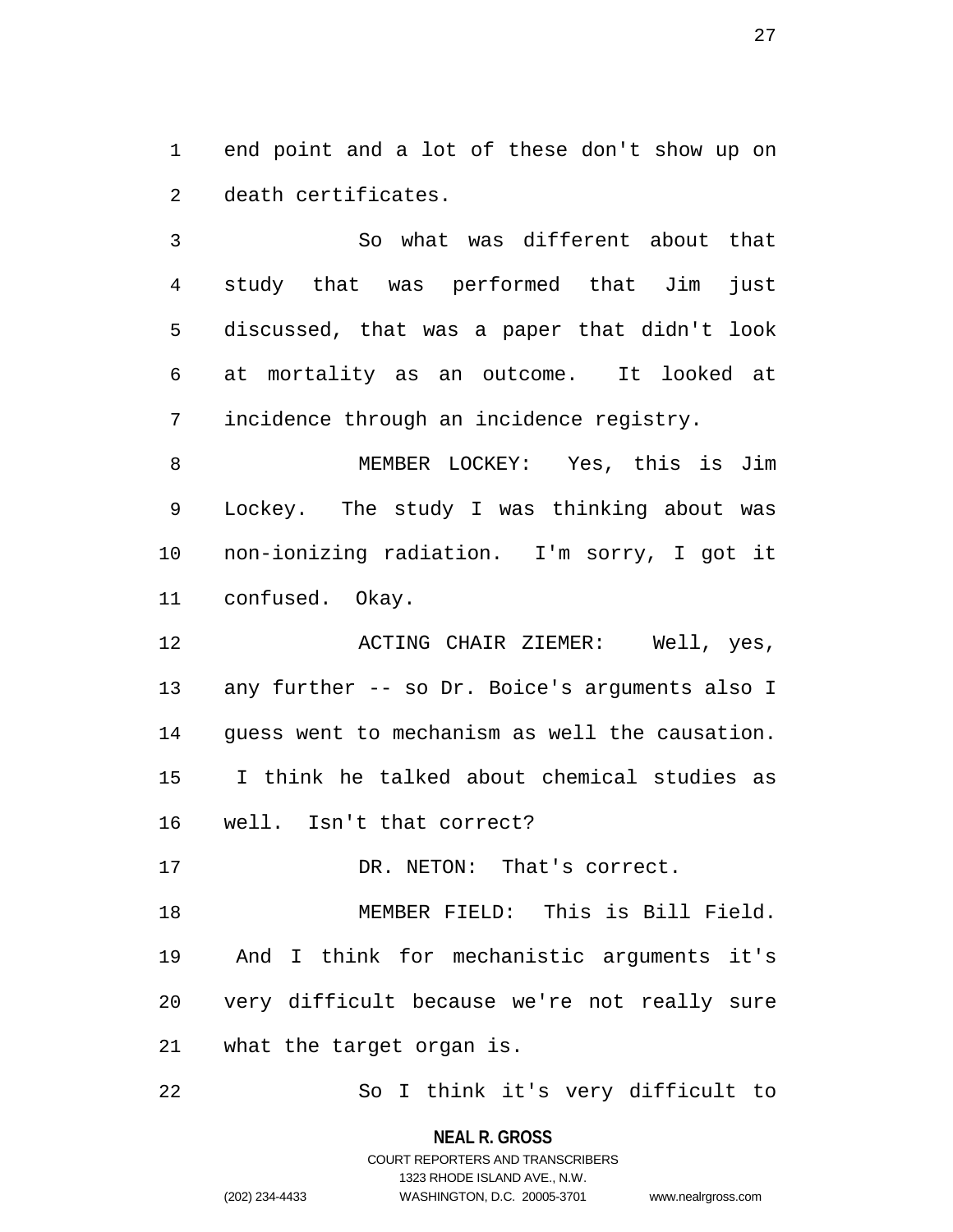end point and a lot of these don't show up on death certificates.

So what was different about that study that was performed that Jim just discussed, that was a paper that didn't look at mortality as an outcome. It looked at incidence through an incidence registry.

MEMBER LOCKEY: Yes, this is Jim Lockey. The study I was thinking about was non-ionizing radiation. I'm sorry, I got it confused. Okay.

ACTING CHAIR ZIEMER: Well, yes, any further -- so Dr. Boice's arguments also I guess went to mechanism as well the causation. I think he talked about chemical studies as well. Isn't that correct?

DR. NETON: That's correct.

MEMBER FIELD: This is Bill Field. And I think for mechanistic arguments it's very difficult because we're not really sure what the target organ is.

So I think it's very difficult to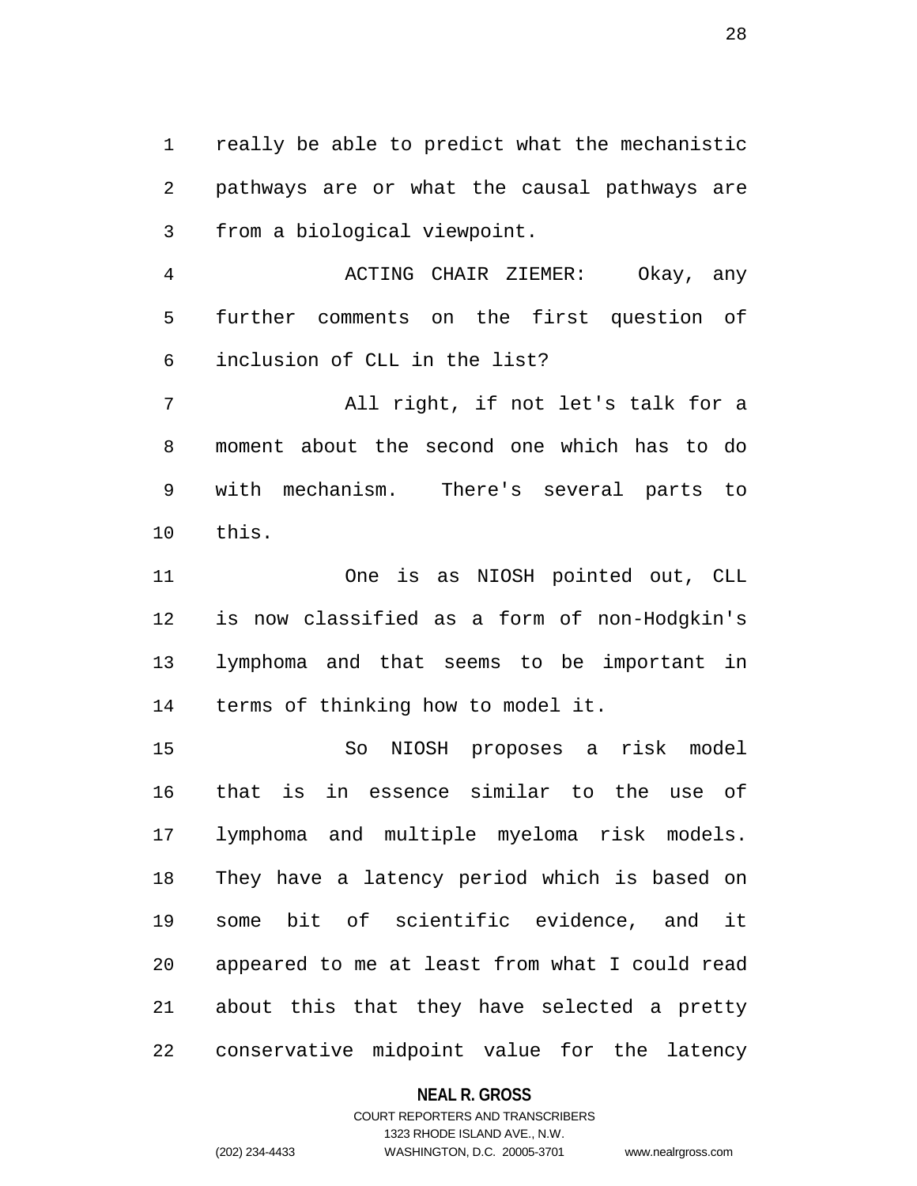really be able to predict what the mechanistic pathways are or what the causal pathways are from a biological viewpoint.

ACTING CHAIR ZIEMER: Okay, any further comments on the first question of inclusion of CLL in the list?

All right, if not let's talk for a moment about the second one which has to do with mechanism. There's several parts to this.

One is as NIOSH pointed out, CLL is now classified as a form of non-Hodgkin's lymphoma and that seems to be important in terms of thinking how to model it.

So NIOSH proposes a risk model that is in essence similar to the use of lymphoma and multiple myeloma risk models. They have a latency period which is based on some bit of scientific evidence, and it appeared to me at least from what I could read about this that they have selected a pretty conservative midpoint value for the latency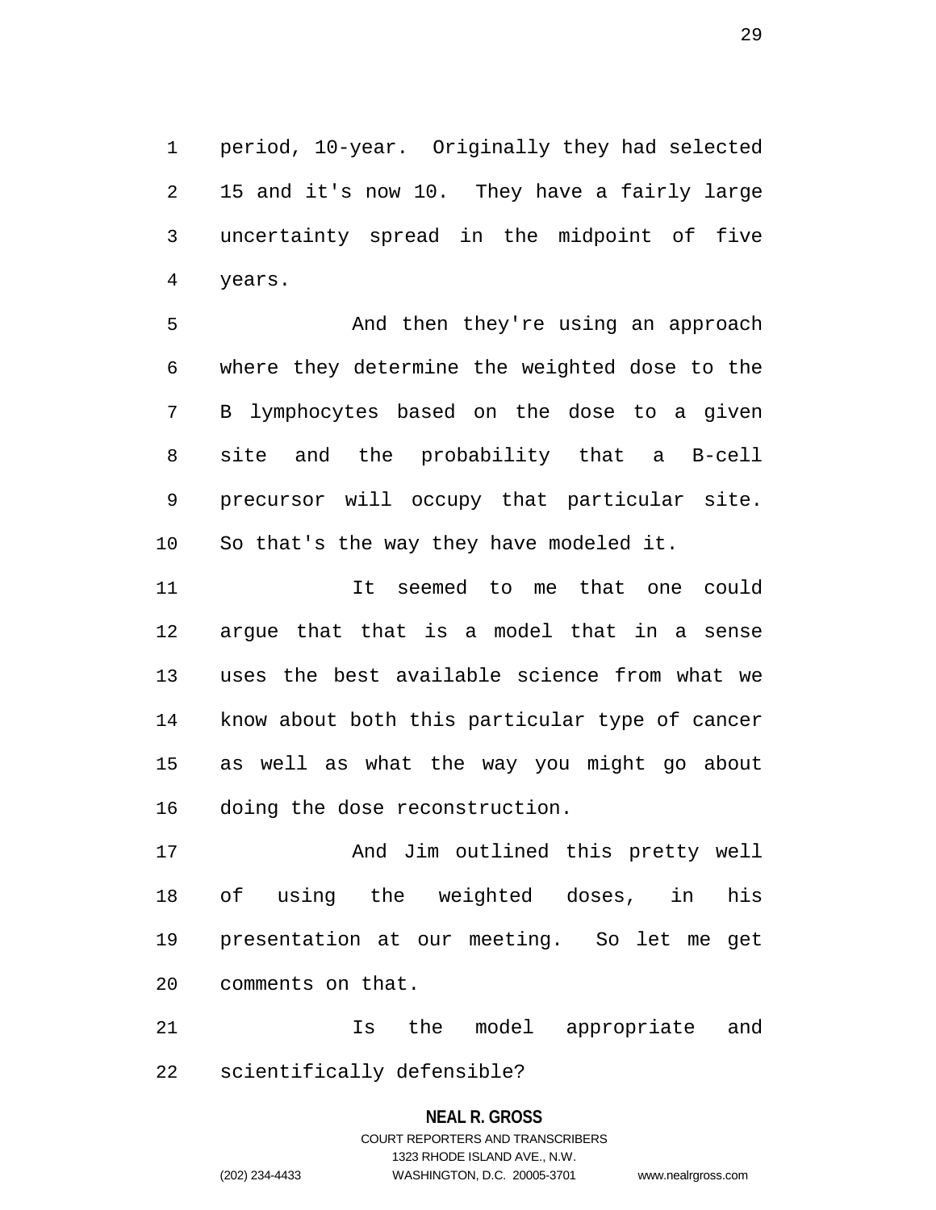period, 10-year. Originally they had selected 15 and it's now 10. They have a fairly large uncertainty spread in the midpoint of five years.

And then they're using an approach where they determine the weighted dose to the B lymphocytes based on the dose to a given site and the probability that a B-cell precursor will occupy that particular site. So that's the way they have modeled it.

It seemed to me that one could argue that that is a model that in a sense uses the best available science from what we know about both this particular type of cancer as well as what the way you might go about doing the dose reconstruction.

And Jim outlined this pretty well of using the weighted doses, in his presentation at our meeting. So let me get comments on that.

Is the model appropriate and scientifically defensible?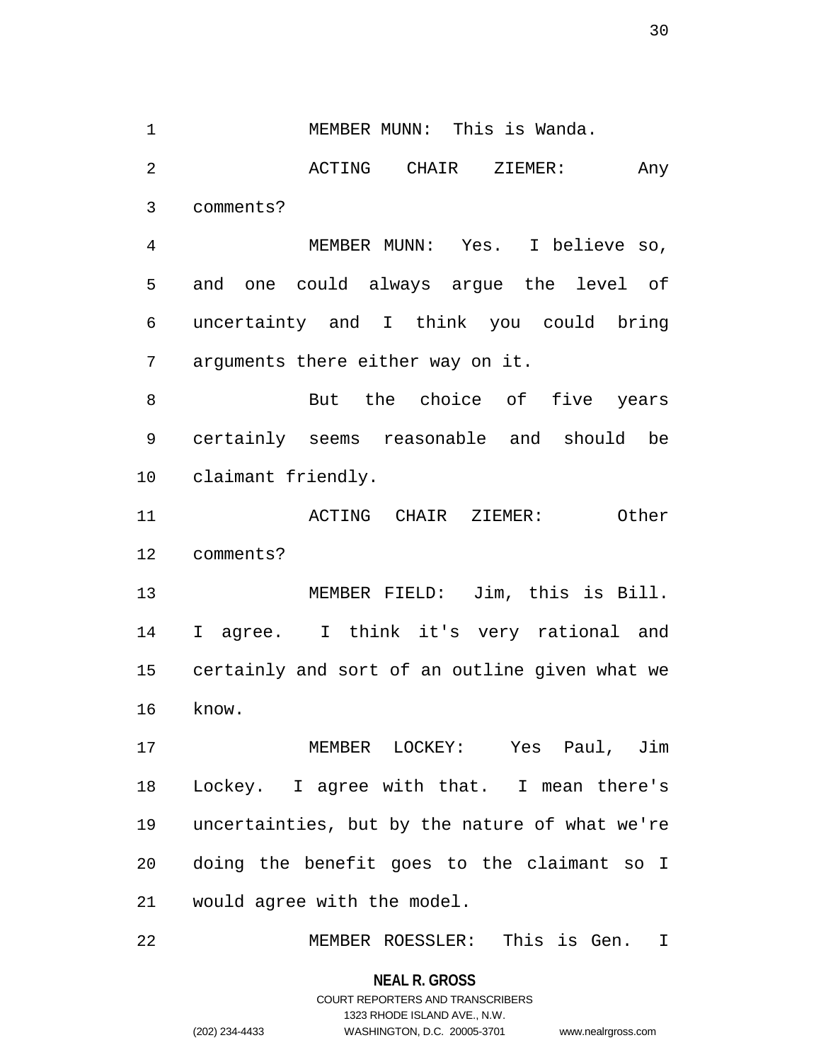MEMBER MUNN: This is Wanda.

ACTING CHAIR ZIEMER: Any comments?

MEMBER MUNN: Yes. I believe so, and one could always argue the level of uncertainty and I think you could bring arguments there either way on it.

But the choice of five years certainly seems reasonable and should be claimant friendly.

ACTING CHAIR ZIEMER: Other comments?

MEMBER FIELD: Jim, this is Bill. I agree. I think it's very rational and certainly and sort of an outline given what we know.

MEMBER LOCKEY: Yes Paul, Jim Lockey. I agree with that. I mean there's uncertainties, but by the nature of what we're doing the benefit goes to the claimant so I would agree with the model.

MEMBER ROESSLER: This is Gen. I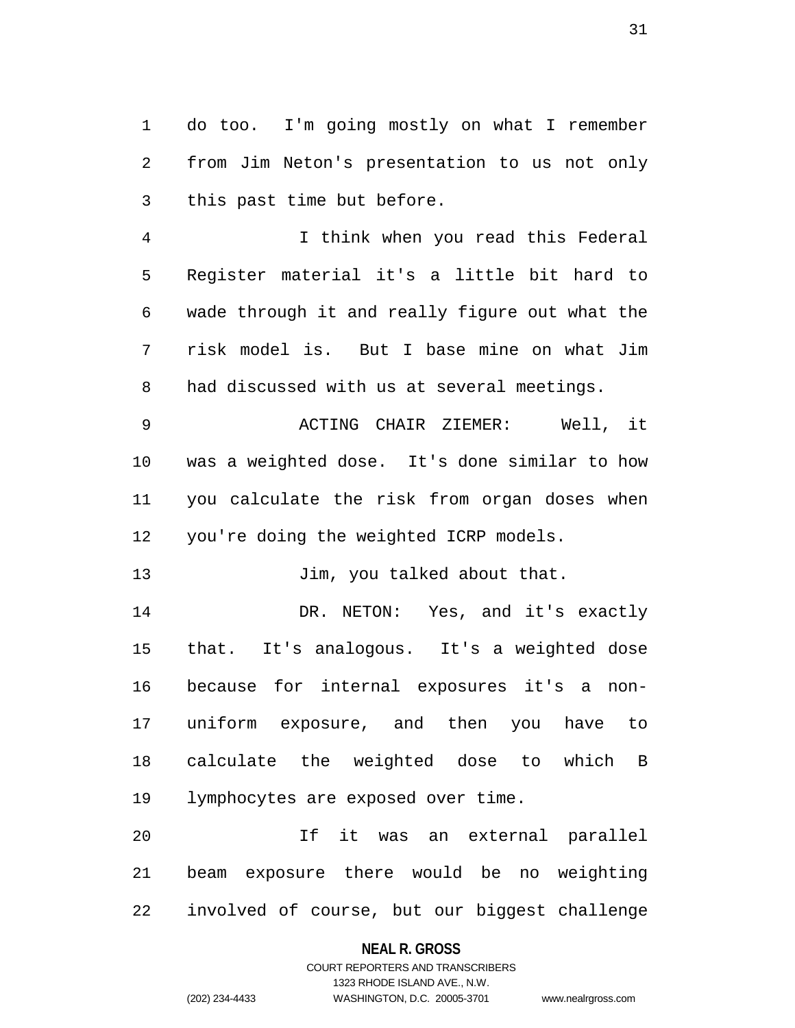do too. I'm going mostly on what I remember from Jim Neton's presentation to us not only this past time but before.

I think when you read this Federal Register material it's a little bit hard to wade through it and really figure out what the risk model is. But I base mine on what Jim had discussed with us at several meetings.

ACTING CHAIR ZIEMER: Well, it was a weighted dose. It's done similar to how you calculate the risk from organ doses when you're doing the weighted ICRP models.

Jim, you talked about that.

DR. NETON: Yes, and it's exactly that. It's analogous. It's a weighted dose because for internal exposures it's a non-uniform exposure, and then you have to calculate the weighted dose to which B lymphocytes are exposed over time.

If it was an external parallel beam exposure there would be no weighting involved of course, but our biggest challenge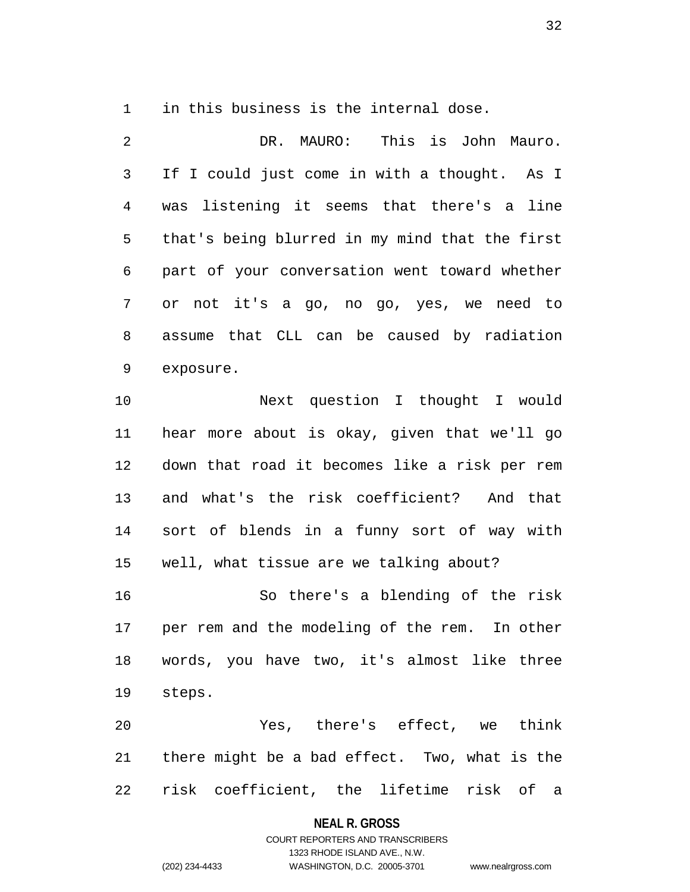in this business is the internal dose.

DR. MAURO: This is John Mauro. If I could just come in with a thought. As I was listening it seems that there's a line that's being blurred in my mind that the first part of your conversation went toward whether or not it's a go, no go, yes, we need to assume that CLL can be caused by radiation exposure.

Next question I thought I would hear more about is okay, given that we'll go down that road it becomes like a risk per rem and what's the risk coefficient? And that sort of blends in a funny sort of way with well, what tissue are we talking about?

So there's a blending of the risk per rem and the modeling of the rem. In other words, you have two, it's almost like three steps.

Yes, there's effect, we think there might be a bad effect. Two, what is the risk coefficient, the lifetime risk of a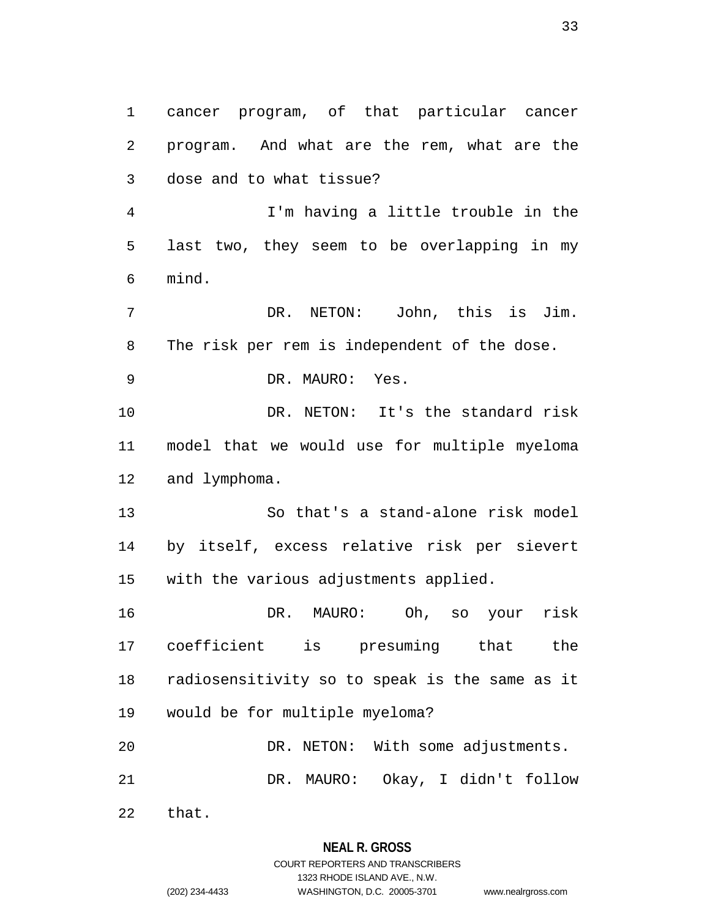cancer program, of that particular cancer program. And what are the rem, what are the dose and to what tissue?

I'm having a little trouble in the last two, they seem to be overlapping in my mind.

DR. NETON: John, this is Jim. The risk per rem is independent of the dose.

DR. MAURO: Yes.

DR. NETON: It's the standard risk model that we would use for multiple myeloma and lymphoma.

So that's a stand-alone risk model by itself, excess relative risk per sievert with the various adjustments applied.

DR. MAURO: Oh, so your risk coefficient is presuming that the radiosensitivity so to speak is the same as it would be for multiple myeloma?

DR. NETON: With some adjustments.

DR. MAURO: Okay, I didn't follow that.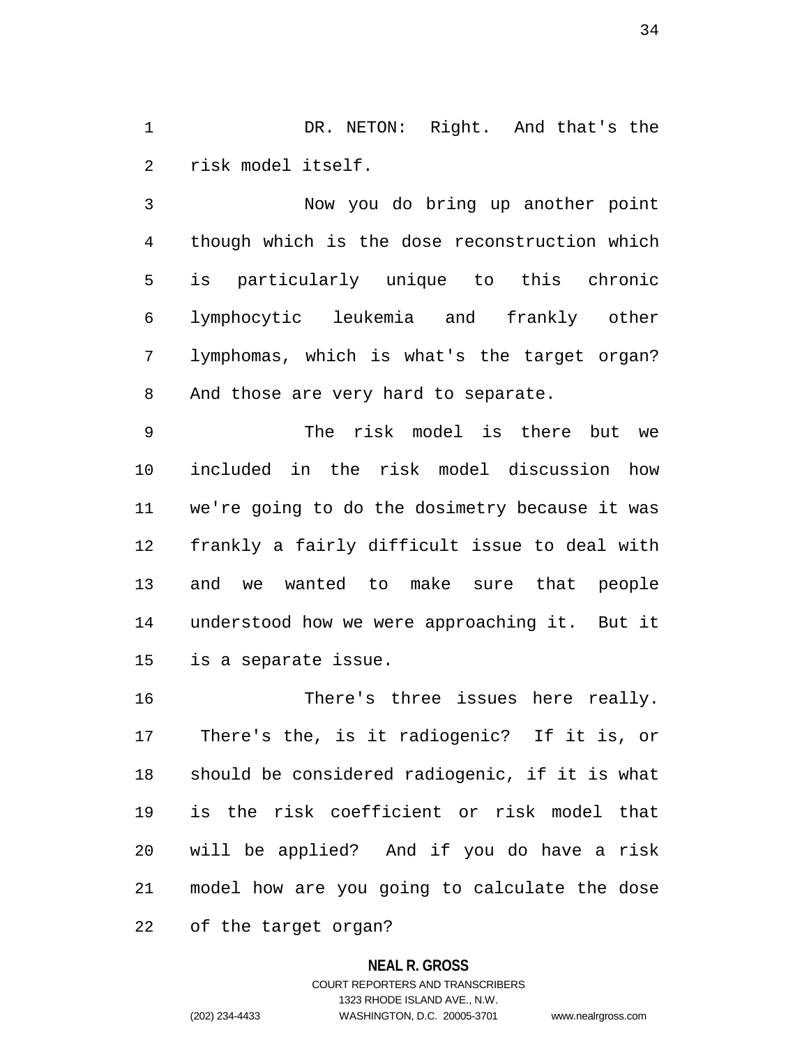DR. NETON: Right. And that's the risk model itself.

Now you do bring up another point though which is the dose reconstruction which is particularly unique to this chronic lymphocytic leukemia and frankly other lymphomas, which is what's the target organ? And those are very hard to separate.

The risk model is there but we included in the risk model discussion how we're going to do the dosimetry because it was frankly a fairly difficult issue to deal with and we wanted to make sure that people understood how we were approaching it. But it is a separate issue.

There's three issues here really. There's the, is it radiogenic? If it is, or should be considered radiogenic, if it is what is the risk coefficient or risk model that will be applied? And if you do have a risk model how are you going to calculate the dose of the target organ?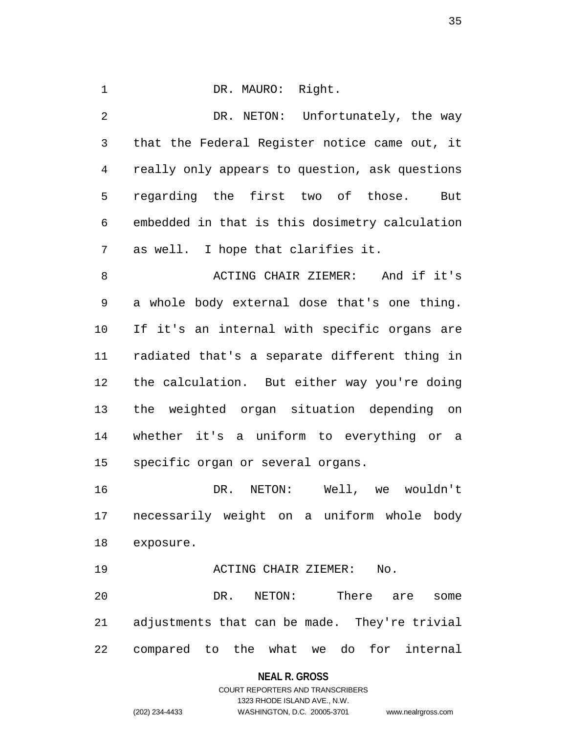DR. MAURO: Right.

DR. NETON: Unfortunately, the way that the Federal Register notice came out, it really only appears to question, ask questions regarding the first two of those. But embedded in that is this dosimetry calculation as well. I hope that clarifies it.

ACTING CHAIR ZIEMER: And if it's a whole body external dose that's one thing. If it's an internal with specific organs are radiated that's a separate different thing in the calculation. But either way you're doing the weighted organ situation depending on whether it's a uniform to everything or a specific organ or several organs.

DR. NETON: Well, we wouldn't necessarily weight on a uniform whole body exposure.

ACTING CHAIR ZIEMER: No.

DR. NETON: There are some adjustments that can be made. They're trivial compared to the what we do for internal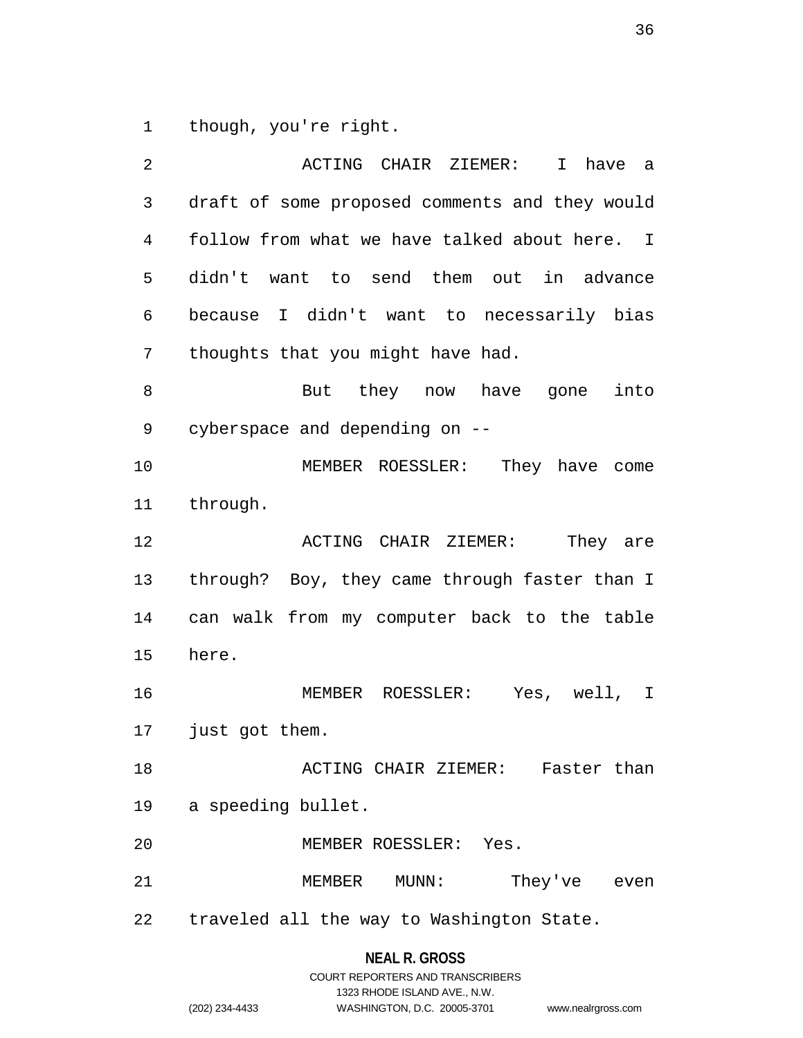though, you're right.

ACTING CHAIR ZIEMER: I have a draft of some proposed comments and they would follow from what we have talked about here. I didn't want to send them out in advance because I didn't want to necessarily bias thoughts that you might have had.

But they now have gone into cyberspace and depending on --

MEMBER ROESSLER: They have come through.

ACTING CHAIR ZIEMER: They are through? Boy, they came through faster than I can walk from my computer back to the table here.

MEMBER ROESSLER: Yes, well, I just got them.

ACTING CHAIR ZIEMER: Faster than a speeding bullet.

MEMBER ROESSLER: Yes.

MEMBER MUNN: They've even traveled all the way to Washington State.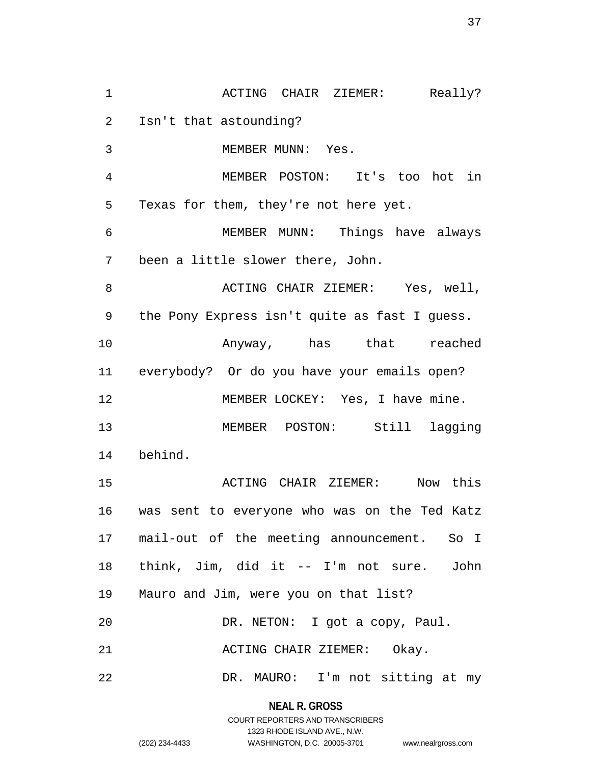ACTING CHAIR ZIEMER: Really? Isn't that astounding?

MEMBER MUNN: Yes.

MEMBER POSTON: It's too hot in Texas for them, they're not here yet.

MEMBER MUNN: Things have always been a little slower there, John.

ACTING CHAIR ZIEMER: Yes, well, the Pony Express isn't quite as fast I guess.

Anyway, has that reached everybody? Or do you have your emails open?

MEMBER LOCKEY: Yes, I have mine.

MEMBER POSTON: Still lagging behind.

ACTING CHAIR ZIEMER: Now this was sent to everyone who was on the Ted Katz mail-out of the meeting announcement. So I think, Jim, did it -- I'm not sure. John Mauro and Jim, were you on that list?

DR. NETON: I got a copy, Paul.

ACTING CHAIR ZIEMER: Okay.

DR. MAURO: I'm not sitting at my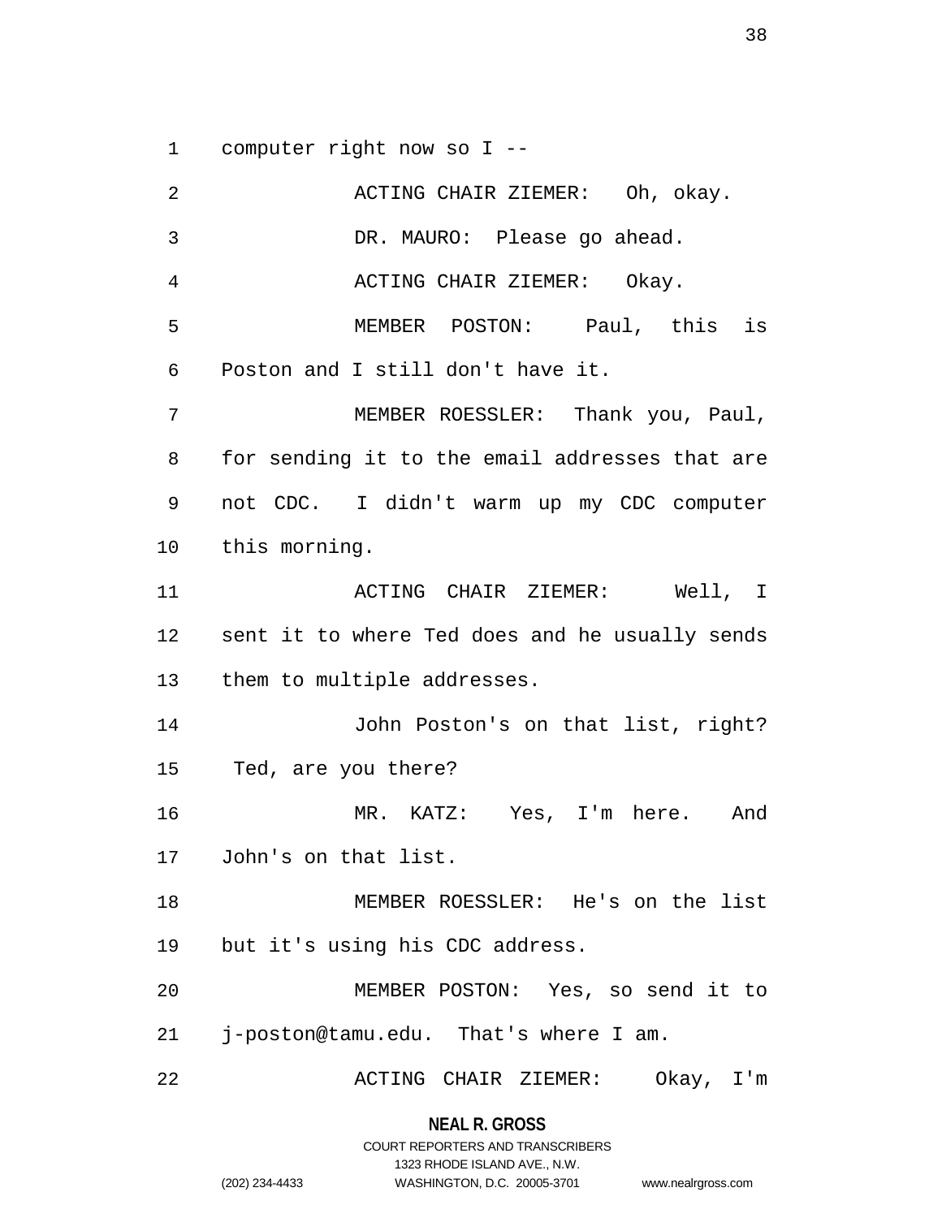computer right now so I --

ACTING CHAIR ZIEMER: Oh, okay.

DR. MAURO: Please go ahead.

ACTING CHAIR ZIEMER: Okay.

MEMBER POSTON: Paul, this is Poston and I still don't have it.

MEMBER ROESSLER: Thank you, Paul, for sending it to the email addresses that are not CDC. I didn't warm up my CDC computer this morning.

ACTING CHAIR ZIEMER: Well, I sent it to where Ted does and he usually sends them to multiple addresses.

John Poston's on that list, right? Ted, are you there?

MR. KATZ: Yes, I'm here. And John's on that list.

MEMBER ROESSLER: He's on the list but it's using his CDC address.

MEMBER POSTON: Yes, so send it to j-poston@tamu.edu. That's where I am.

ACTING CHAIR ZIEMER: Okay, I'm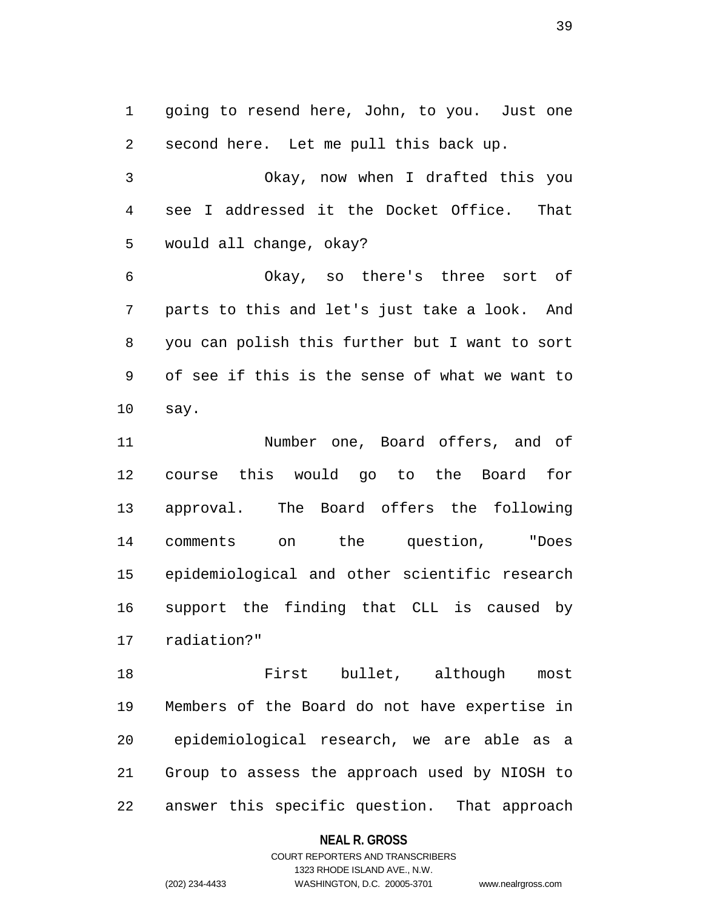going to resend here, John, to you. Just one second here. Let me pull this back up.

Okay, now when I drafted this you see I addressed it the Docket Office. That would all change, okay?

Okay, so there's three sort of parts to this and let's just take a look. And you can polish this further but I want to sort of see if this is the sense of what we want to say.

Number one, Board offers, and of course this would go to the Board for approval. The Board offers the following comments on the question, "Does epidemiological and other scientific research support the finding that CLL is caused by radiation?"

First bullet, although most Members of the Board do not have expertise in epidemiological research, we are able as a Group to assess the approach used by NIOSH to answer this specific question. That approach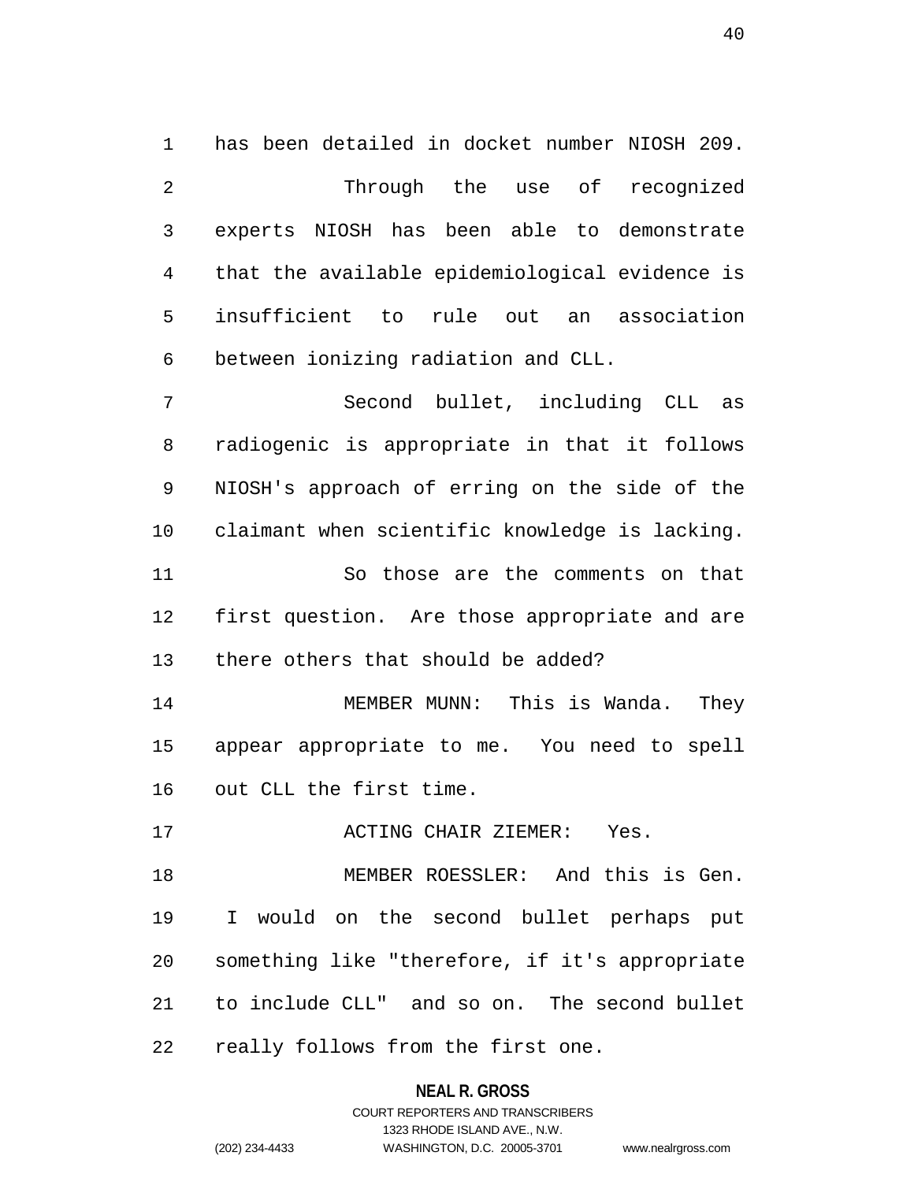has been detailed in docket number NIOSH 209.

Through the use of recognized experts NIOSH has been able to demonstrate that the available epidemiological evidence is insufficient to rule out an association between ionizing radiation and CLL.

Second bullet, including CLL as radiogenic is appropriate in that it follows NIOSH's approach of erring on the side of the claimant when scientific knowledge is lacking.

So those are the comments on that first question. Are those appropriate and are there others that should be added?

MEMBER MUNN: This is Wanda. They appear appropriate to me. You need to spell out CLL the first time.

ACTING CHAIR ZIEMER: Yes.

MEMBER ROESSLER: And this is Gen. I would on the second bullet perhaps put something like "therefore, if it's appropriate to include CLL" and so on. The second bullet really follows from the first one.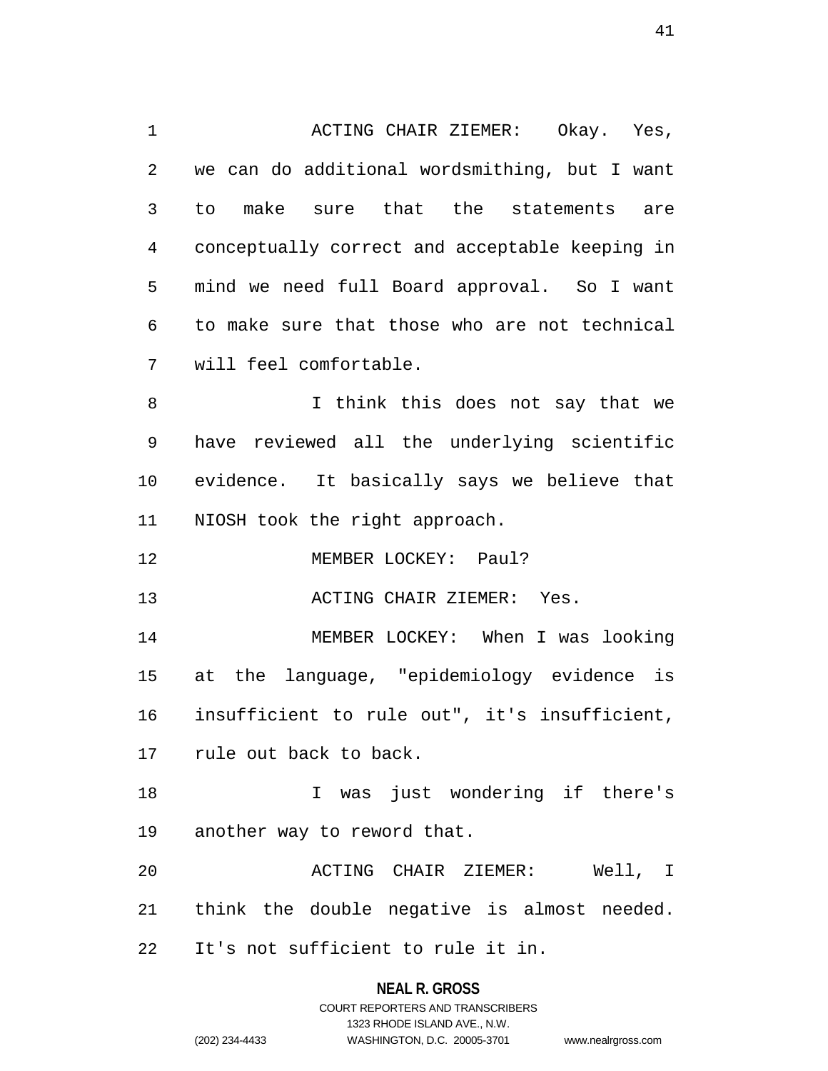ACTING CHAIR ZIEMER: Okay. Yes, we can do additional wordsmithing, but I want to make sure that the statements are conceptually correct and acceptable keeping in mind we need full Board approval. So I want to make sure that those who are not technical will feel comfortable.

I think this does not say that we have reviewed all the underlying scientific evidence. It basically says we believe that NIOSH took the right approach.

MEMBER LOCKEY: Paul?

ACTING CHAIR ZIEMER: Yes.

MEMBER LOCKEY: When I was looking at the language, "epidemiology evidence is insufficient to rule out", it's insufficient, rule out back to back.

I was just wondering if there's another way to reword that.

ACTING CHAIR ZIEMER: Well, I think the double negative is almost needed. It's not sufficient to rule it in.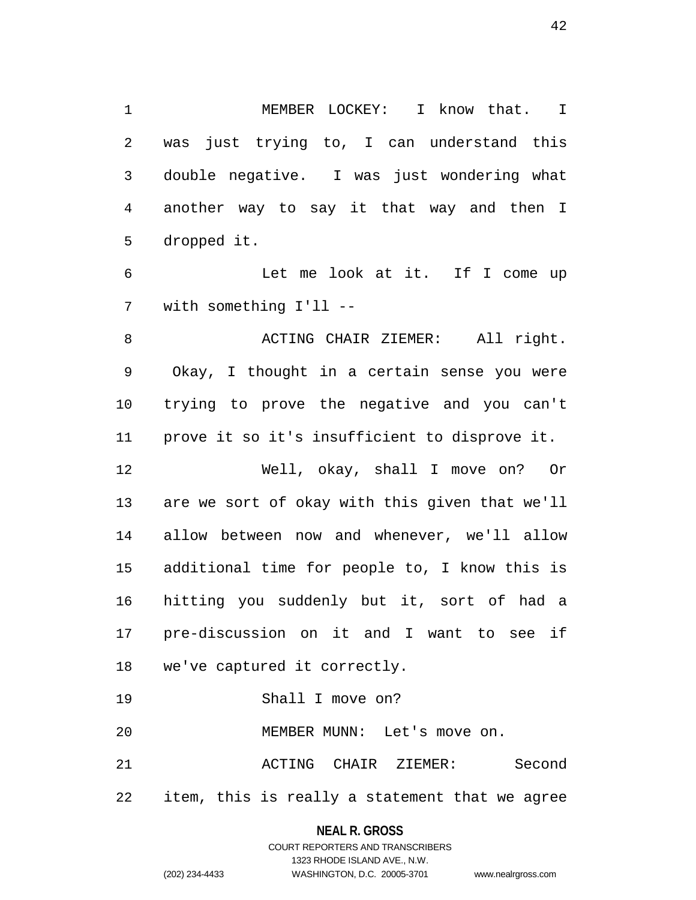MEMBER LOCKEY: I know that. I was just trying to, I can understand this double negative. I was just wondering what another way to say it that way and then I dropped it.

Let me look at it. If I come up with something I'll --

ACTING CHAIR ZIEMER: All right. Okay, I thought in a certain sense you were trying to prove the negative and you can't prove it so it's insufficient to disprove it.

Well, okay, shall I move on? Or are we sort of okay with this given that we'll allow between now and whenever, we'll allow additional time for people to, I know this is hitting you suddenly but it, sort of had a pre-discussion on it and I want to see if we've captured it correctly.

Shall I move on?

MEMBER MUNN: Let's move on.

ACTING CHAIR ZIEMER: Second item, this is really a statement that we agree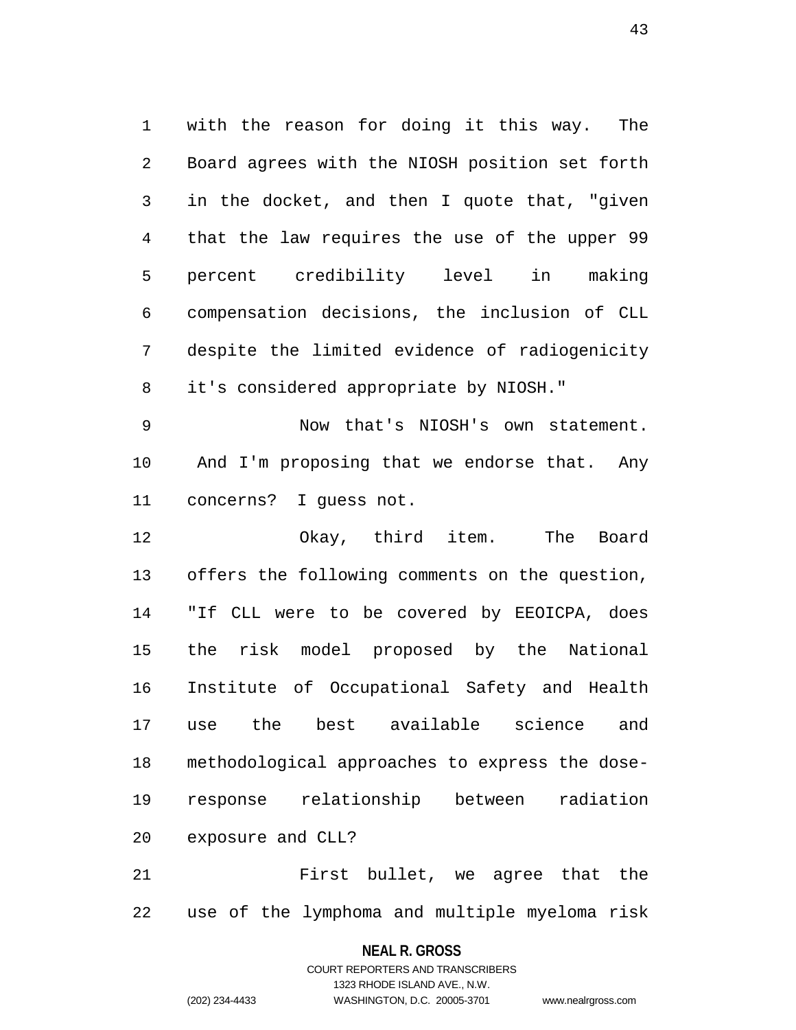with the reason for doing it this way. The Board agrees with the NIOSH position set forth in the docket, and then I quote that, "given that the law requires the use of the upper 99 percent credibility level in making compensation decisions, the inclusion of CLL despite the limited evidence of radiogenicity it's considered appropriate by NIOSH."

Now that's NIOSH's own statement. And I'm proposing that we endorse that. Any concerns? I guess not.

Okay, third item. The Board offers the following comments on the question, "If CLL were to be covered by EEOICPA, does the risk model proposed by the National Institute of Occupational Safety and Health use the best available science and methodological approaches to express the dose-response relationship between radiation exposure and CLL?

First bullet, we agree that the use of the lymphoma and multiple myeloma risk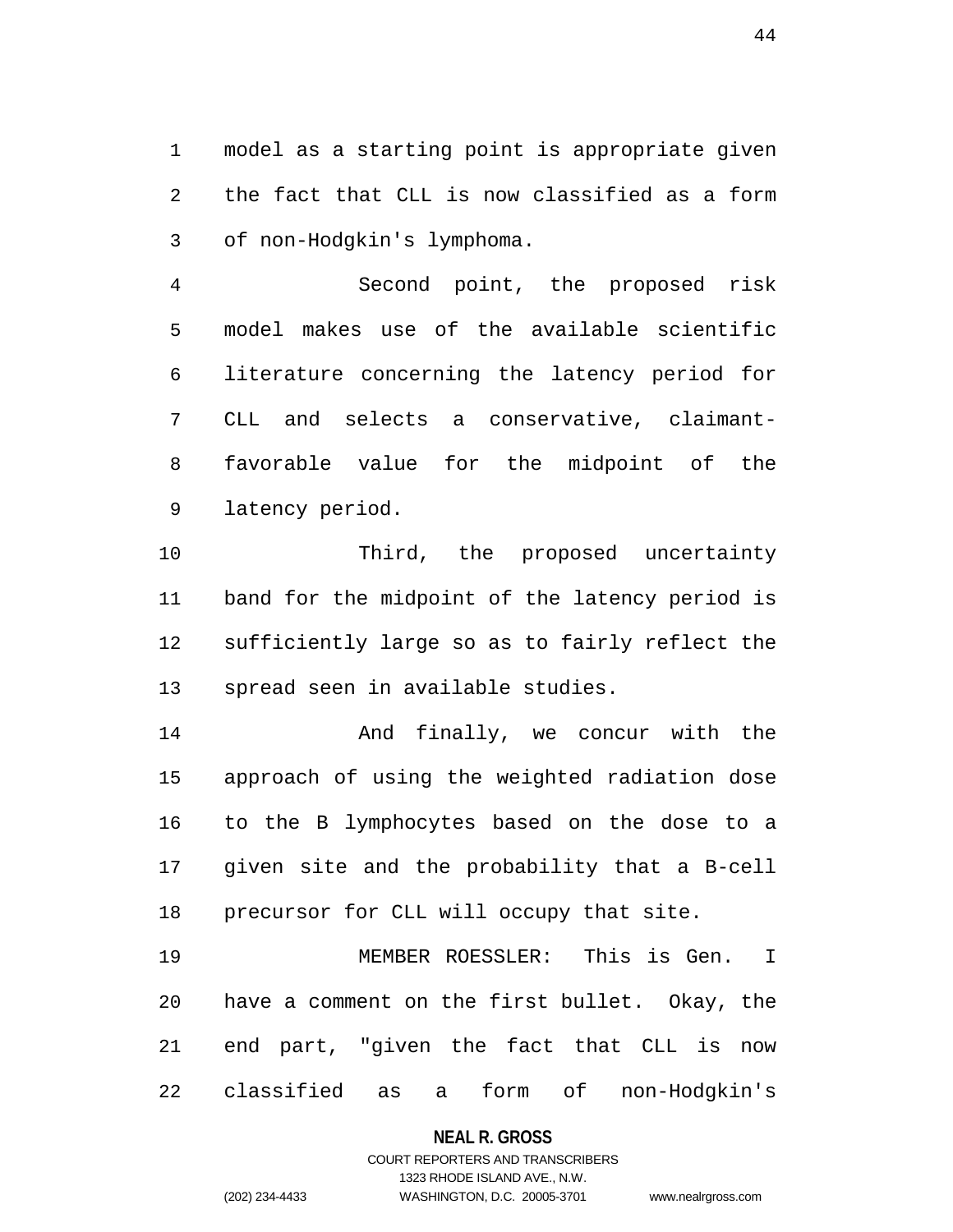model as a starting point is appropriate given the fact that CLL is now classified as a form of non-Hodgkin's lymphoma.

Second point, the proposed risk model makes use of the available scientific literature concerning the latency period for CLL and selects a conservative, claimant-favorable value for the midpoint of the latency period.

Third, the proposed uncertainty band for the midpoint of the latency period is sufficiently large so as to fairly reflect the spread seen in available studies.

And finally, we concur with the approach of using the weighted radiation dose to the B lymphocytes based on the dose to a given site and the probability that a B-cell precursor for CLL will occupy that site.

MEMBER ROESSLER: This is Gen. I have a comment on the first bullet. Okay, the end part, "given the fact that CLL is now classified as a form of non-Hodgkin's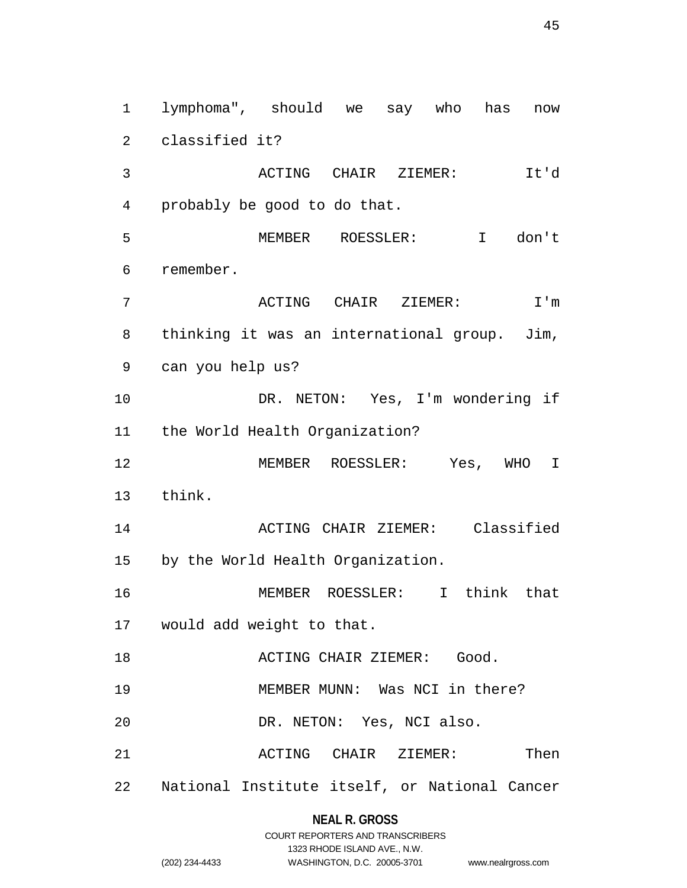lymphoma", should we say who has now classified it?

ACTING CHAIR ZIEMER: It'd probably be good to do that.

MEMBER ROESSLER: I don't remember.

ACTING CHAIR ZIEMER: I'm thinking it was an international group. Jim, can you help us?

DR. NETON: Yes, I'm wondering if the World Health Organization?

MEMBER ROESSLER: Yes, WHO I think.

ACTING CHAIR ZIEMER: Classified by the World Health Organization.

MEMBER ROESSLER: I think that would add weight to that.

ACTING CHAIR ZIEMER: Good.

MEMBER MUNN: Was NCI in there?

DR. NETON: Yes, NCI also.

ACTING CHAIR ZIEMER: Then National Institute itself, or National Cancer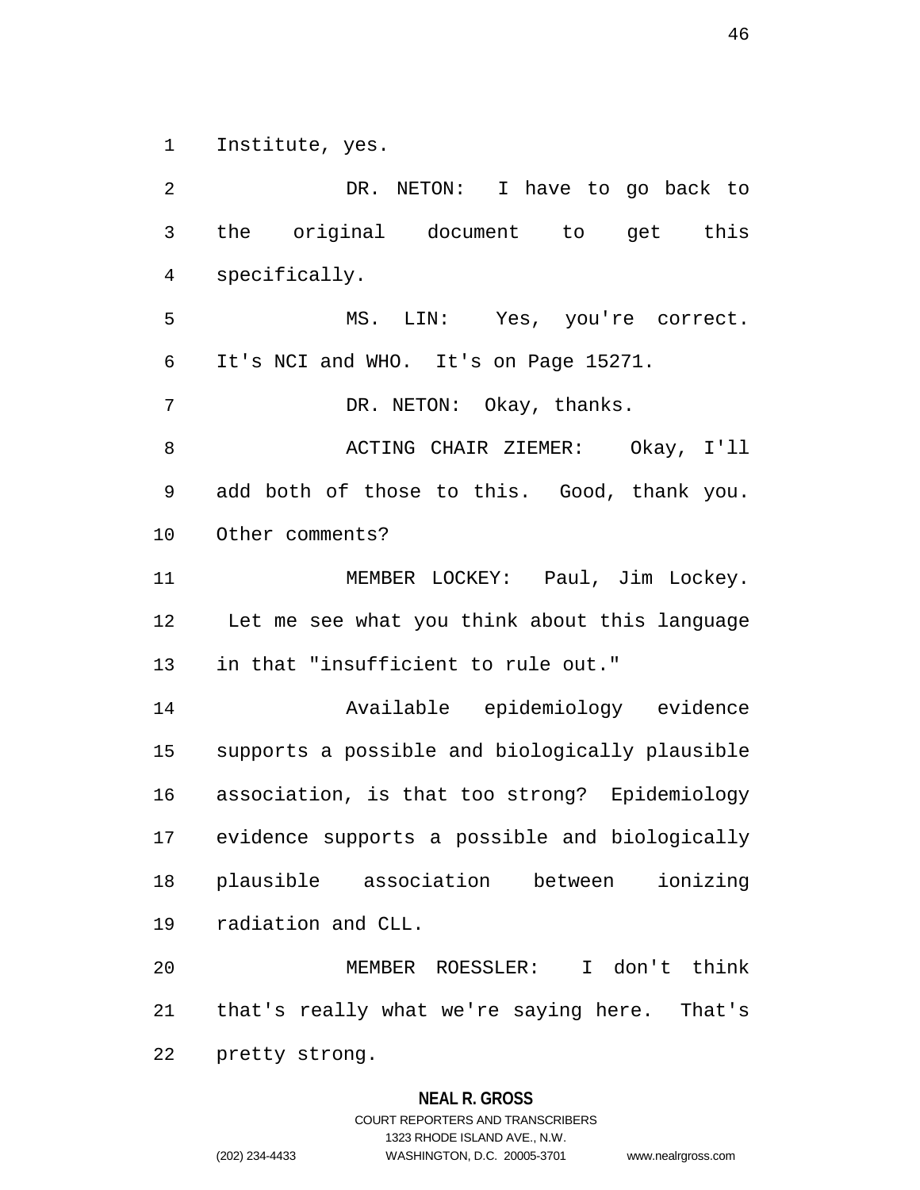Institute, yes.

DR. NETON: I have to go back to the original document to get this specifically.

MS. LIN: Yes, you're correct. It's NCI and WHO. It's on Page 15271.

DR. NETON: Okay, thanks.

ACTING CHAIR ZIEMER: Okay, I'll add both of those to this. Good, thank you. Other comments?

MEMBER LOCKEY: Paul, Jim Lockey. Let me see what you think about this language in that "insufficient to rule out."

Available epidemiology evidence supports a possible and biologically plausible association, is that too strong? Epidemiology evidence supports a possible and biologically plausible association between ionizing radiation and CLL.

MEMBER ROESSLER: I don't think that's really what we're saying here. That's pretty strong.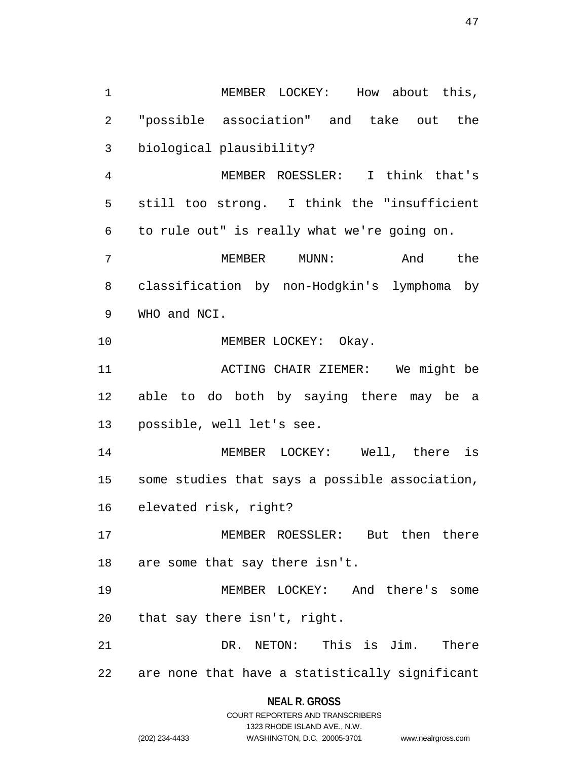MEMBER LOCKEY: How about this, "possible association" and take out the biological plausibility?

MEMBER ROESSLER: I think that's still too strong. I think the "insufficient to rule out" is really what we're going on.

MEMBER MUNN: And the classification by non-Hodgkin's lymphoma by WHO and NCI.

MEMBER LOCKEY: Okay.

ACTING CHAIR ZIEMER: We might be able to do both by saying there may be a possible, well let's see.

MEMBER LOCKEY: Well, there is some studies that says a possible association, elevated risk, right?

MEMBER ROESSLER: But then there are some that say there isn't.

MEMBER LOCKEY: And there's some that say there isn't, right.

DR. NETON: This is Jim. There are none that have a statistically significant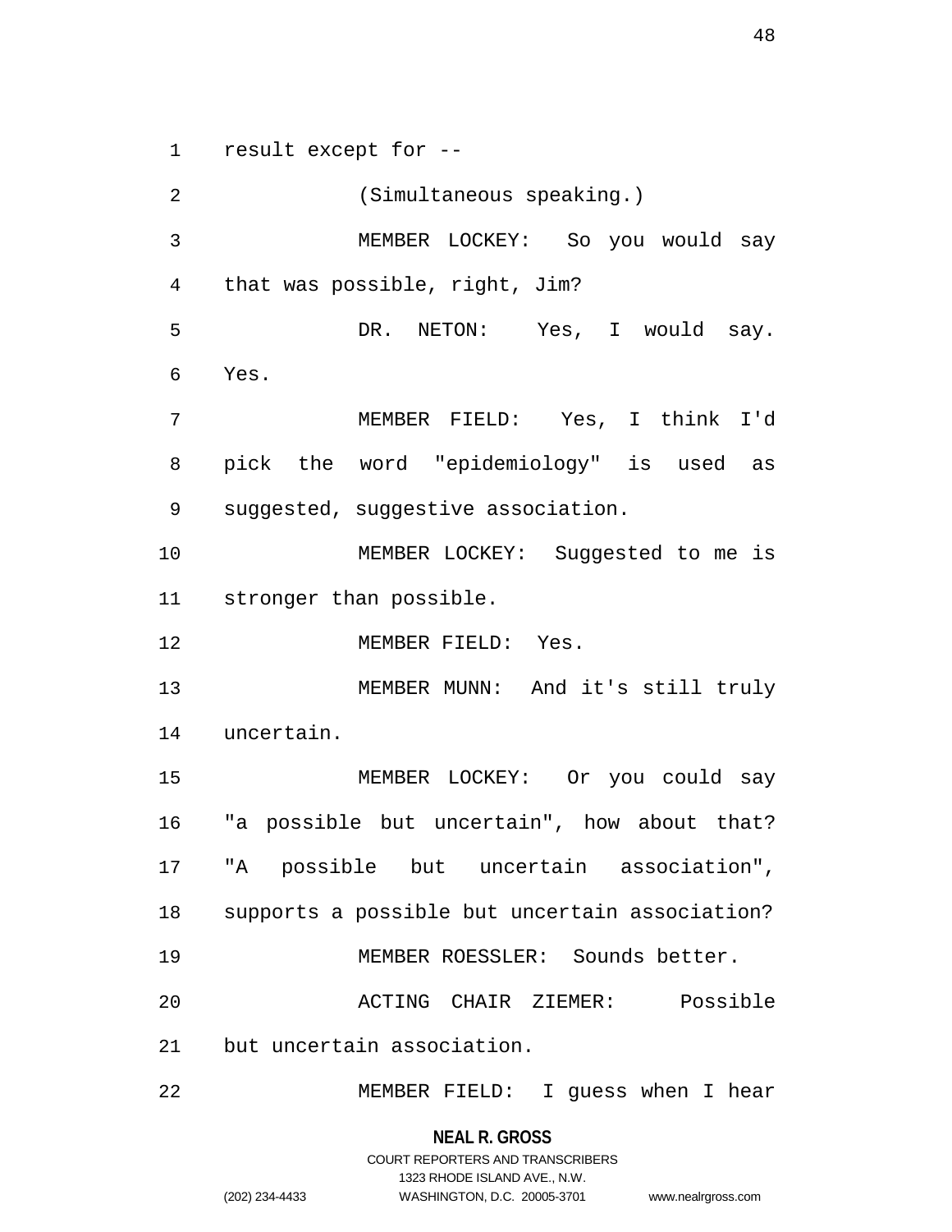result except for --

(Simultaneous speaking.)

MEMBER LOCKEY: So you would say that was possible, right, Jim?

DR. NETON: Yes, I would say. Yes.

MEMBER FIELD: Yes, I think I'd pick the word "epidemiology" is used as suggested, suggestive association.

MEMBER LOCKEY: Suggested to me is stronger than possible.

MEMBER FIELD: Yes.

MEMBER MUNN: And it's still truly uncertain.

MEMBER LOCKEY: Or you could say "a possible but uncertain", how about that? "A possible but uncertain association", supports a possible but uncertain association?

MEMBER ROESSLER: Sounds better.

ACTING CHAIR ZIEMER: Possible but uncertain association.

MEMBER FIELD: I guess when I hear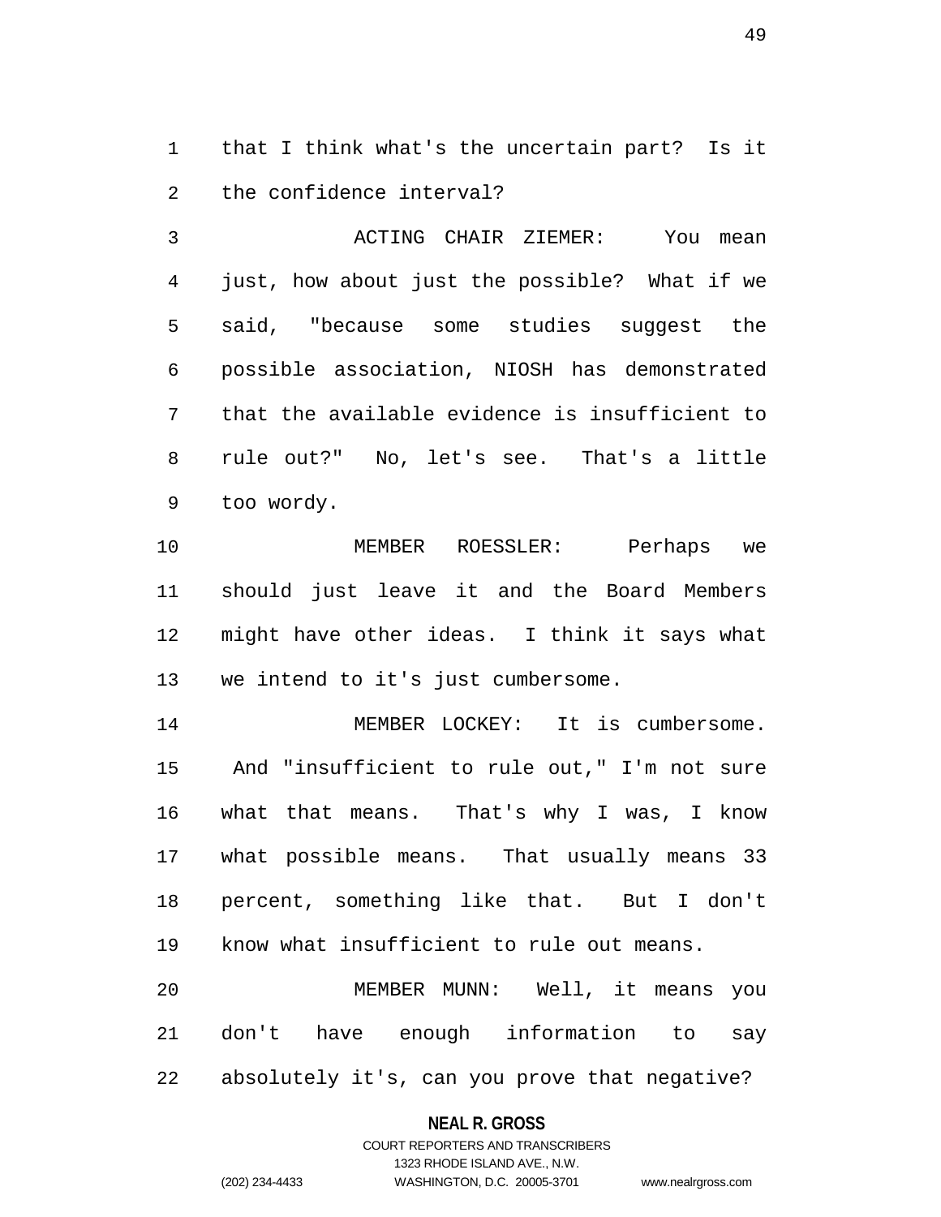that I think what's the uncertain part? Is it the confidence interval?

ACTING CHAIR ZIEMER: You mean just, how about just the possible? What if we said, "because some studies suggest the possible association, NIOSH has demonstrated that the available evidence is insufficient to rule out?" No, let's see. That's a little too wordy.

MEMBER ROESSLER: Perhaps we should just leave it and the Board Members might have other ideas. I think it says what we intend to it's just cumbersome.

MEMBER LOCKEY: It is cumbersome. And "insufficient to rule out," I'm not sure what that means. That's why I was, I know what possible means. That usually means 33 percent, something like that. But I don't know what insufficient to rule out means.

MEMBER MUNN: Well, it means you don't have enough information to say absolutely it's, can you prove that negative?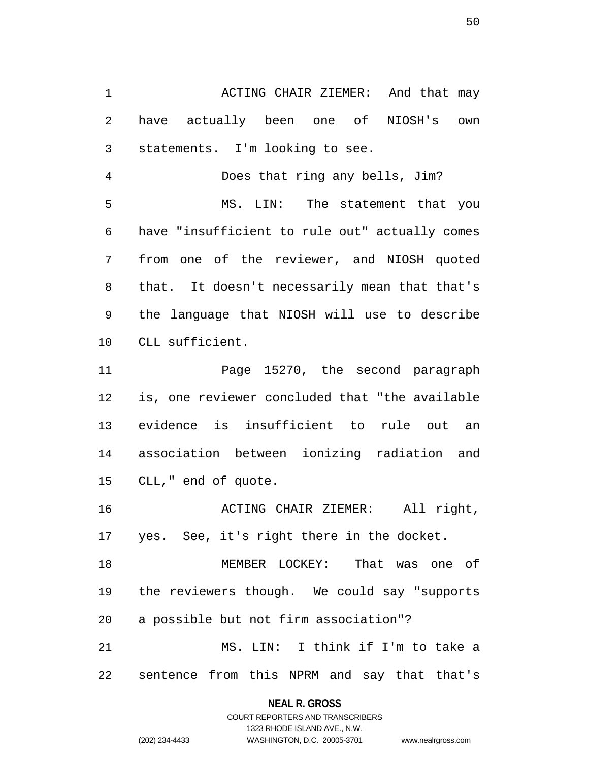ACTING CHAIR ZIEMER: And that may have actually been one of NIOSH's own statements. I'm looking to see.

Does that ring any bells, Jim?

MS. LIN: The statement that you have "insufficient to rule out" actually comes from one of the reviewer, and NIOSH quoted that. It doesn't necessarily mean that that's the language that NIOSH will use to describe CLL sufficient.

Page 15270, the second paragraph is, one reviewer concluded that "the available evidence is insufficient to rule out an association between ionizing radiation and CLL," end of quote.

ACTING CHAIR ZIEMER: All right, yes. See, it's right there in the docket.

MEMBER LOCKEY: That was one of the reviewers though. We could say "supports a possible but not firm association"?

MS. LIN: I think if I'm to take a sentence from this NPRM and say that that's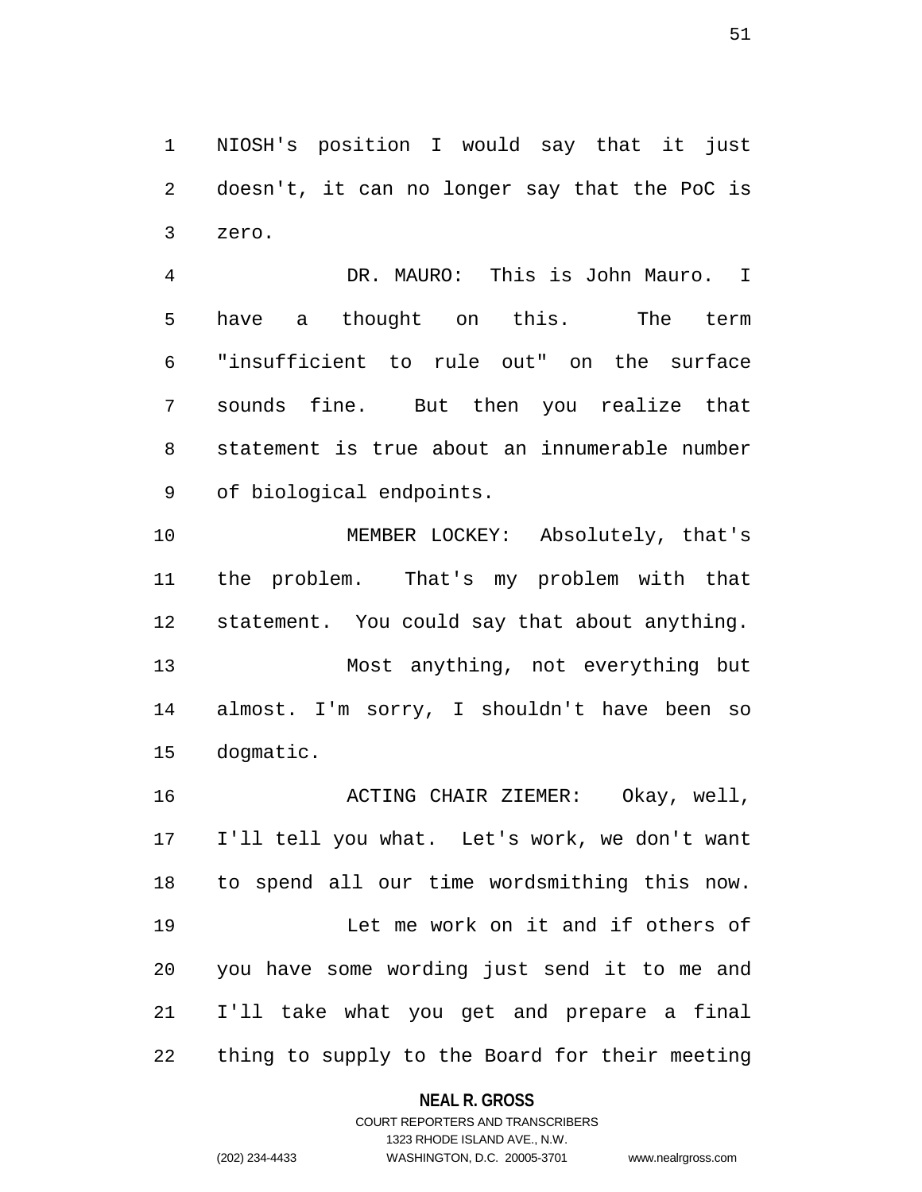NIOSH's position I would say that it just doesn't, it can no longer say that the PoC is zero.

DR. MAURO: This is John Mauro. I have a thought on this. The term "insufficient to rule out" on the surface sounds fine. But then you realize that statement is true about an innumerable number of biological endpoints.

MEMBER LOCKEY: Absolutely, that's the problem. That's my problem with that statement. You could say that about anything.

Most anything, not everything but almost. I'm sorry, I shouldn't have been so dogmatic.

ACTING CHAIR ZIEMER: Okay, well, I'll tell you what. Let's work, we don't want to spend all our time wordsmithing this now.

Let me work on it and if others of you have some wording just send it to me and I'll take what you get and prepare a final thing to supply to the Board for their meeting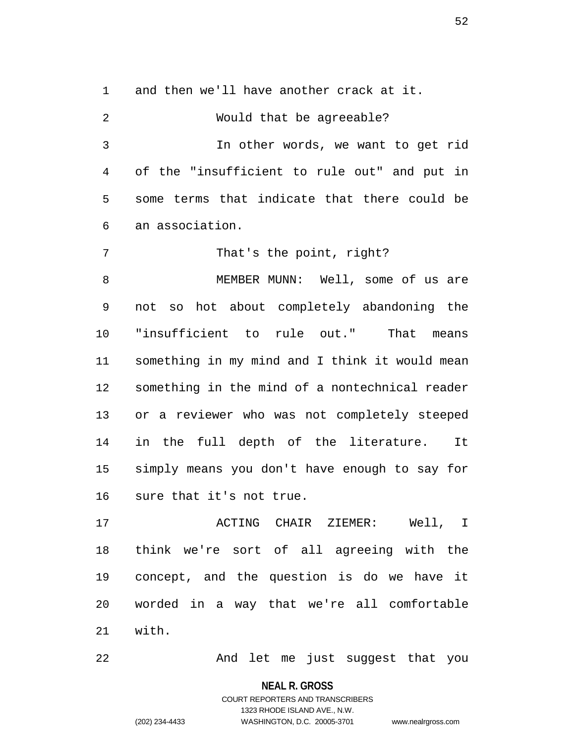and then we'll have another crack at it.

Would that be agreeable?

In other words, we want to get rid of the "insufficient to rule out" and put in some terms that indicate that there could be an association.

That's the point, right?

MEMBER MUNN: Well, some of us are not so hot about completely abandoning the "insufficient to rule out." That means something in my mind and I think it would mean something in the mind of a nontechnical reader or a reviewer who was not completely steeped in the full depth of the literature. It simply means you don't have enough to say for sure that it's not true.

ACTING CHAIR ZIEMER: Well, I think we're sort of all agreeing with the concept, and the question is do we have it worded in a way that we're all comfortable with.

And let me just suggest that you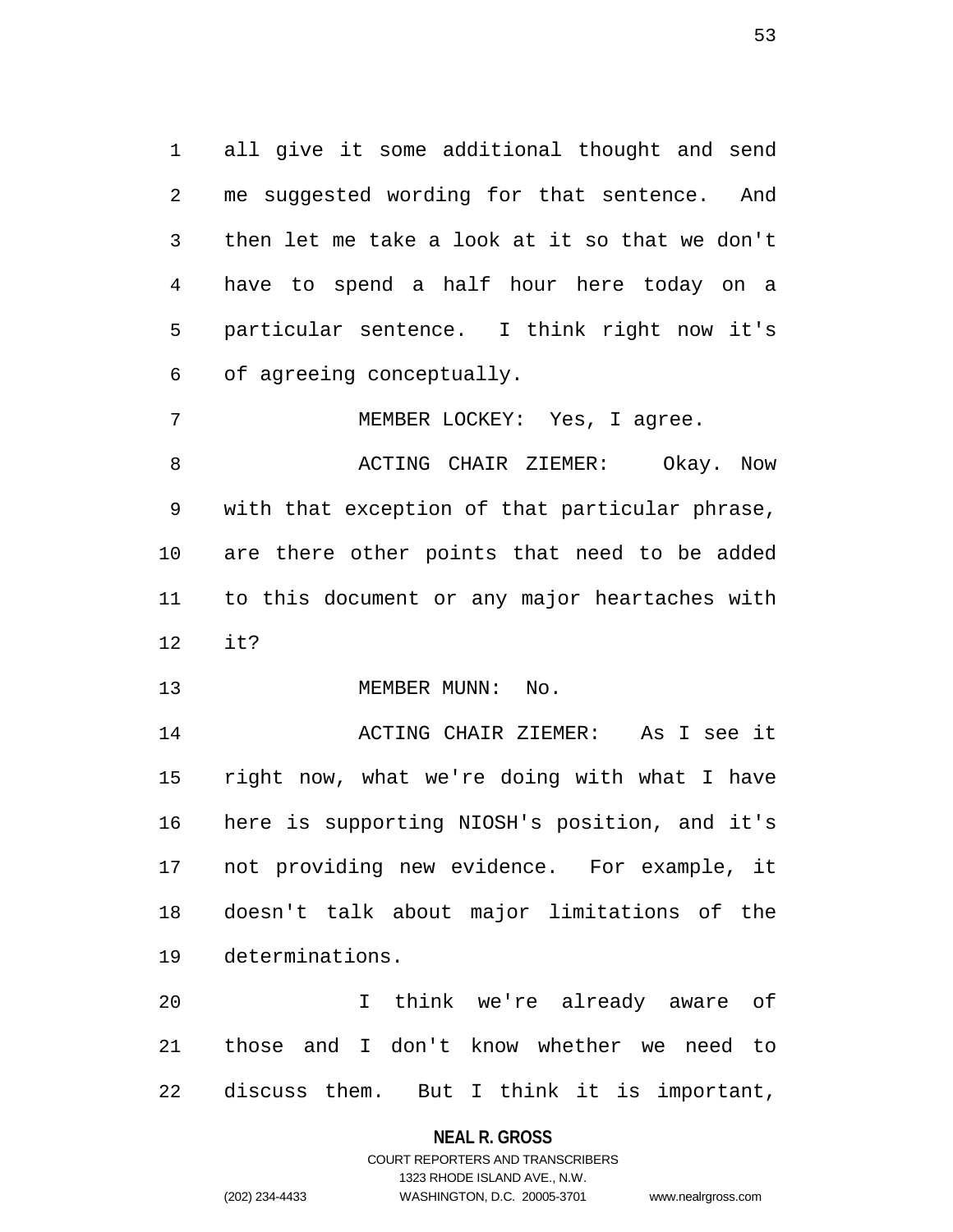all give it some additional thought and send me suggested wording for that sentence. And then let me take a look at it so that we don't have to spend a half hour here today on a particular sentence. I think right now it's of agreeing conceptually.

MEMBER LOCKEY: Yes, I agree.

ACTING CHAIR ZIEMER: Okay. Now with that exception of that particular phrase, are there other points that need to be added to this document or any major heartaches with it?

MEMBER MUNN: No.

ACTING CHAIR ZIEMER: As I see it right now, what we're doing with what I have here is supporting NIOSH's position, and it's not providing new evidence. For example, it doesn't talk about major limitations of the determinations.

I think we're already aware of those and I don't know whether we need to discuss them. But I think it is important,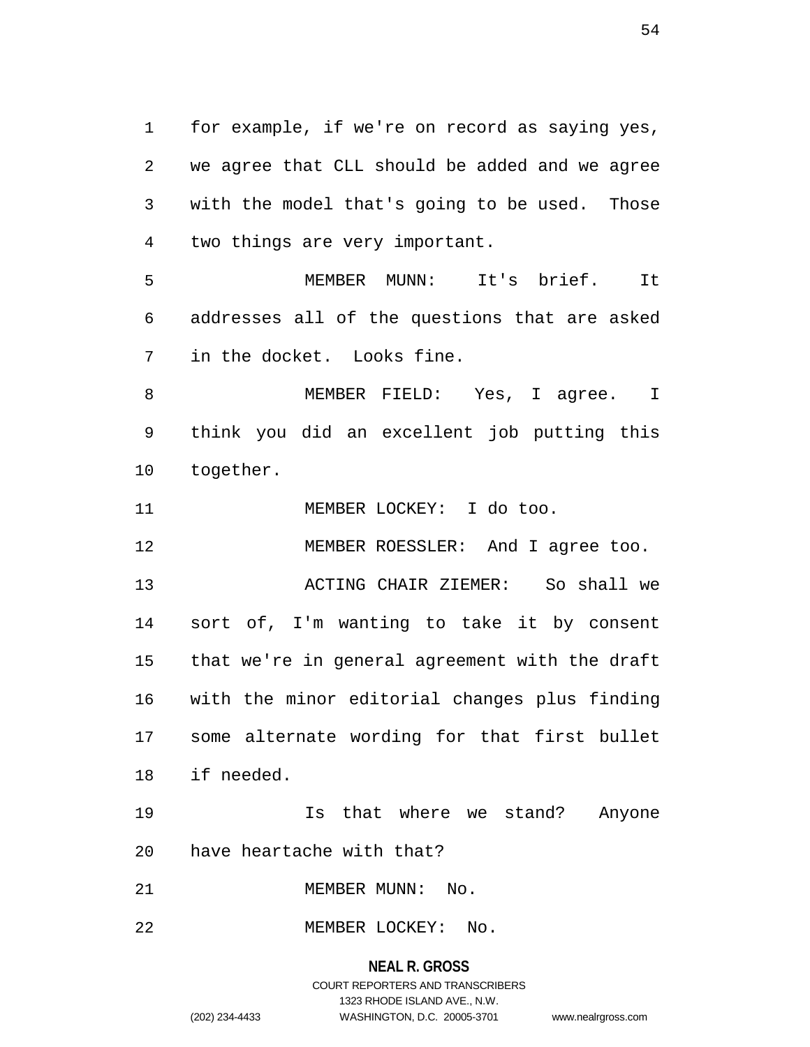for example, if we're on record as saying yes, we agree that CLL should be added and we agree with the model that's going to be used. Those two things are very important.

MEMBER MUNN: It's brief. It addresses all of the questions that are asked in the docket. Looks fine.

MEMBER FIELD: Yes, I agree. I think you did an excellent job putting this together.

MEMBER LOCKEY: I do too.

MEMBER ROESSLER: And I agree too.

ACTING CHAIR ZIEMER: So shall we sort of, I'm wanting to take it by consent that we're in general agreement with the draft with the minor editorial changes plus finding some alternate wording for that first bullet if needed.

Is that where we stand? Anyone have heartache with that?

MEMBER MUNN: No.

MEMBER LOCKEY: No.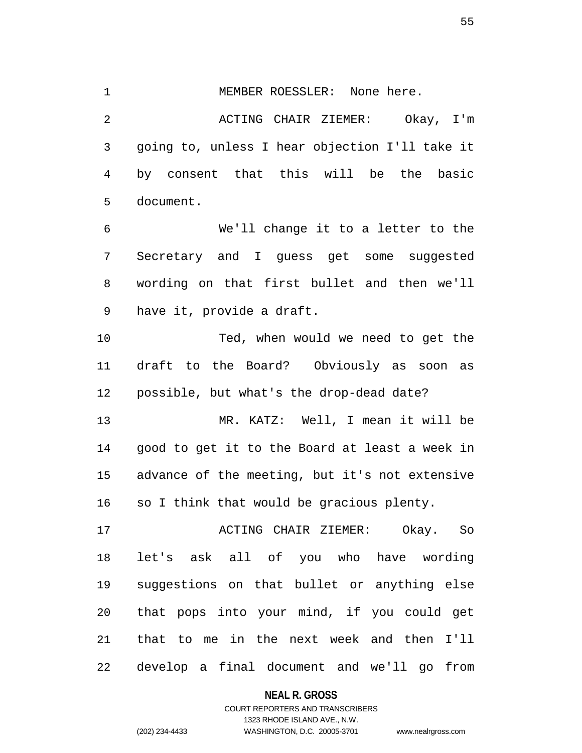MEMBER ROESSLER: None here.

ACTING CHAIR ZIEMER: Okay, I'm going to, unless I hear objection I'll take it by consent that this will be the basic document.

We'll change it to a letter to the Secretary and I guess get some suggested wording on that first bullet and then we'll have it, provide a draft.

Ted, when would we need to get the draft to the Board? Obviously as soon as possible, but what's the drop-dead date?

MR. KATZ: Well, I mean it will be good to get it to the Board at least a week in advance of the meeting, but it's not extensive so I think that would be gracious plenty.

ACTING CHAIR ZIEMER: Okay. So let's ask all of you who have wording suggestions on that bullet or anything else that pops into your mind, if you could get that to me in the next week and then I'll develop a final document and we'll go from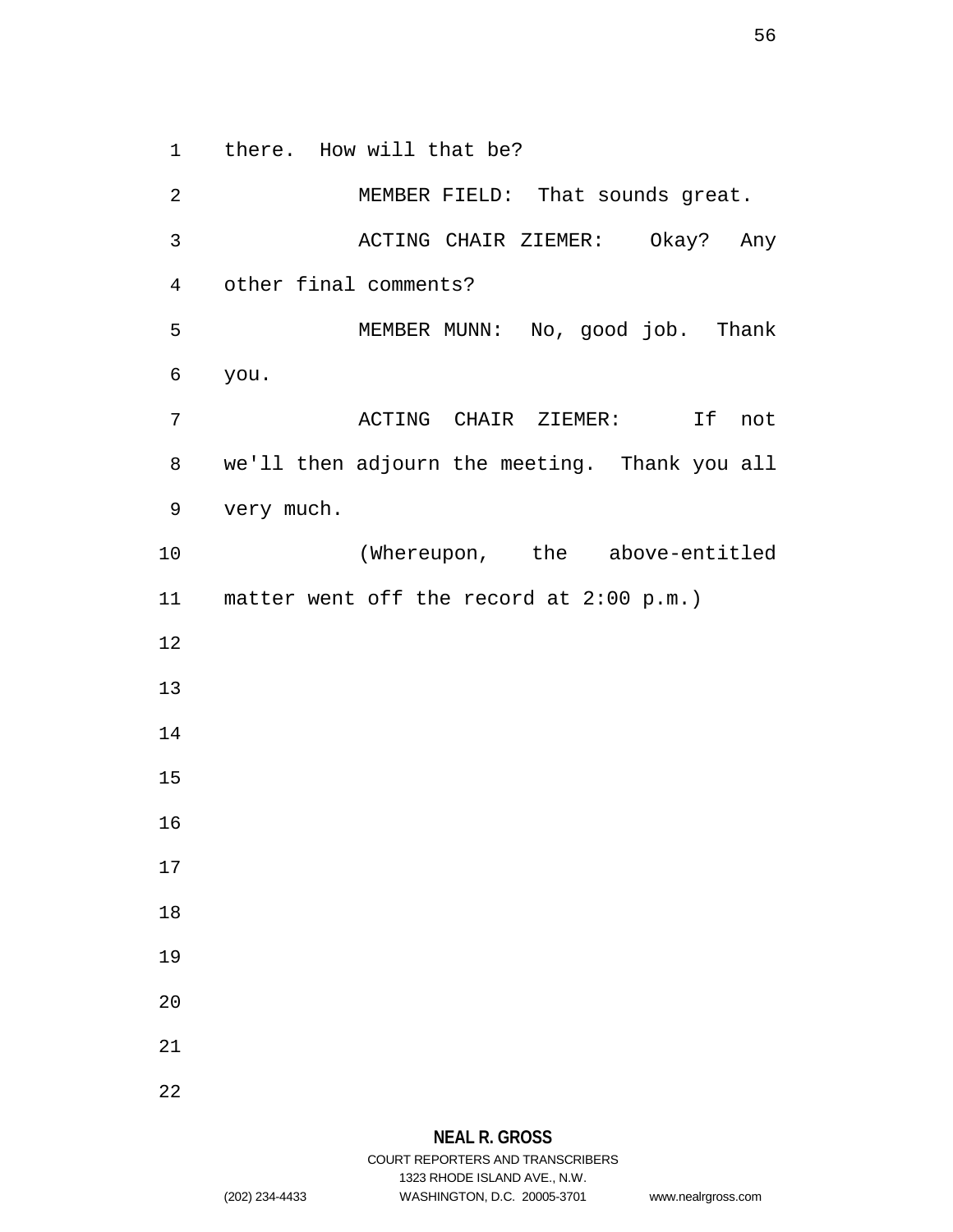there. How will that be?

MEMBER FIELD: That sounds great.

ACTING CHAIR ZIEMER: Okay? Any other final comments?

MEMBER MUNN: No, good job. Thank you.

ACTING CHAIR ZIEMER: If not we'll then adjourn the meeting. Thank you all very much.

(Whereupon, the above-entitled matter went off the record at 2:00 p.m.)